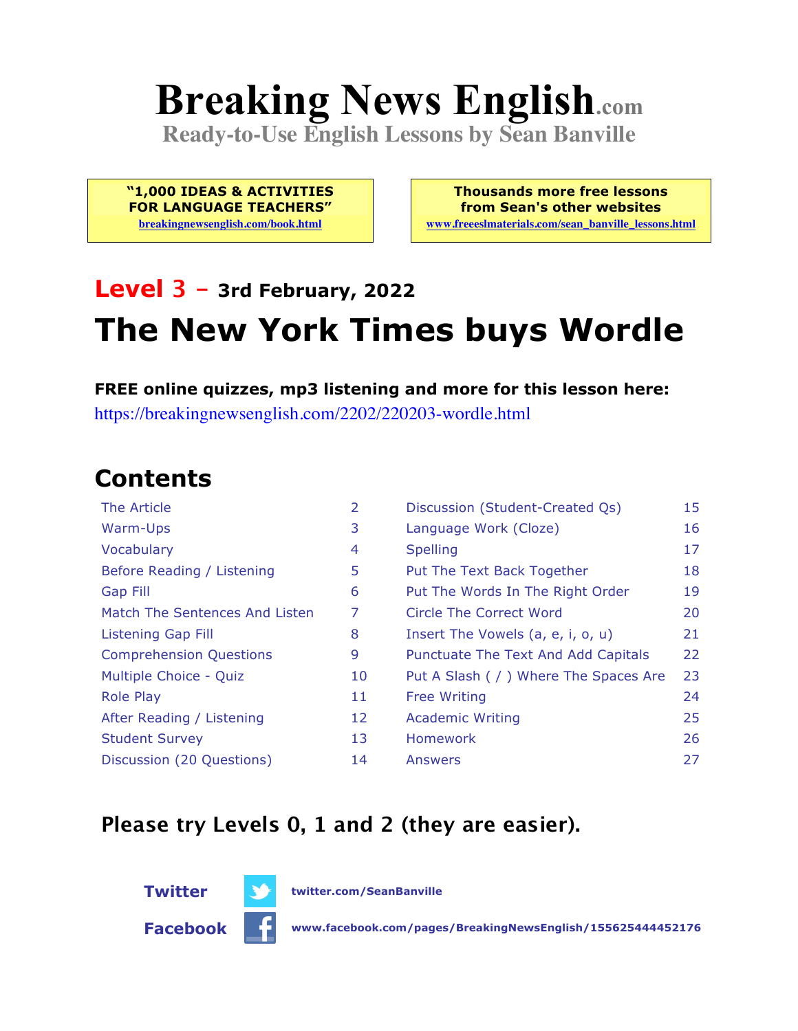# Breaking News English.com

**Ready-to-Use English Lessons by Sean Banville**

**"1,000 IDEAS & ACTIVITIES FOR LANGUAGE TEACHERS"**
breakingnewsenglish.com/book.html

**Thousands more free lessons from Sean's other websites**
www.freeeslmaterials.com/sean_banville_lessons.html

## Level 3 – 3rd February, 2022

# The New York Times buys Wordle

**FREE online quizzes, mp3 listening and more for this lesson here:**
https://breakingnewsenglish.com/2202/220203-wordle.html

## Contents

| | | | |
|---|---|---|---|
| The Article | 2 | Discussion (Student-Created Qs) | 15 |
| Warm-Ups | 3 | Language Work (Cloze) | 16 |
| Vocabulary | 4 | Spelling | 17 |
| Before Reading / Listening | 5 | Put The Text Back Together | 18 |
| Gap Fill | 6 | Put The Words In The Right Order | 19 |
| Match The Sentences And Listen | 7 | Circle The Correct Word | 20 |
| Listening Gap Fill | 8 | Insert The Vowels (a, e, i, o, u) | 21 |
| Comprehension Questions | 9 | Punctuate The Text And Add Capitals | 22 |
| Multiple Choice - Quiz | 10 | Put A Slash ( / ) Where The Spaces Are | 23 |
| Role Play | 11 | Free Writing | 24 |
| After Reading / Listening | 12 | Academic Writing | 25 |
| Student Survey | 13 | Homework | 26 |
| Discussion (20 Questions) | 14 | Answers | 27 |

**Please try Levels 0, 1 and 2 (they are easier).**

**Twitter** twitter.com/SeanBanville

**Facebook** www.facebook.com/pages/BreakingNewsEnglish/155625444452176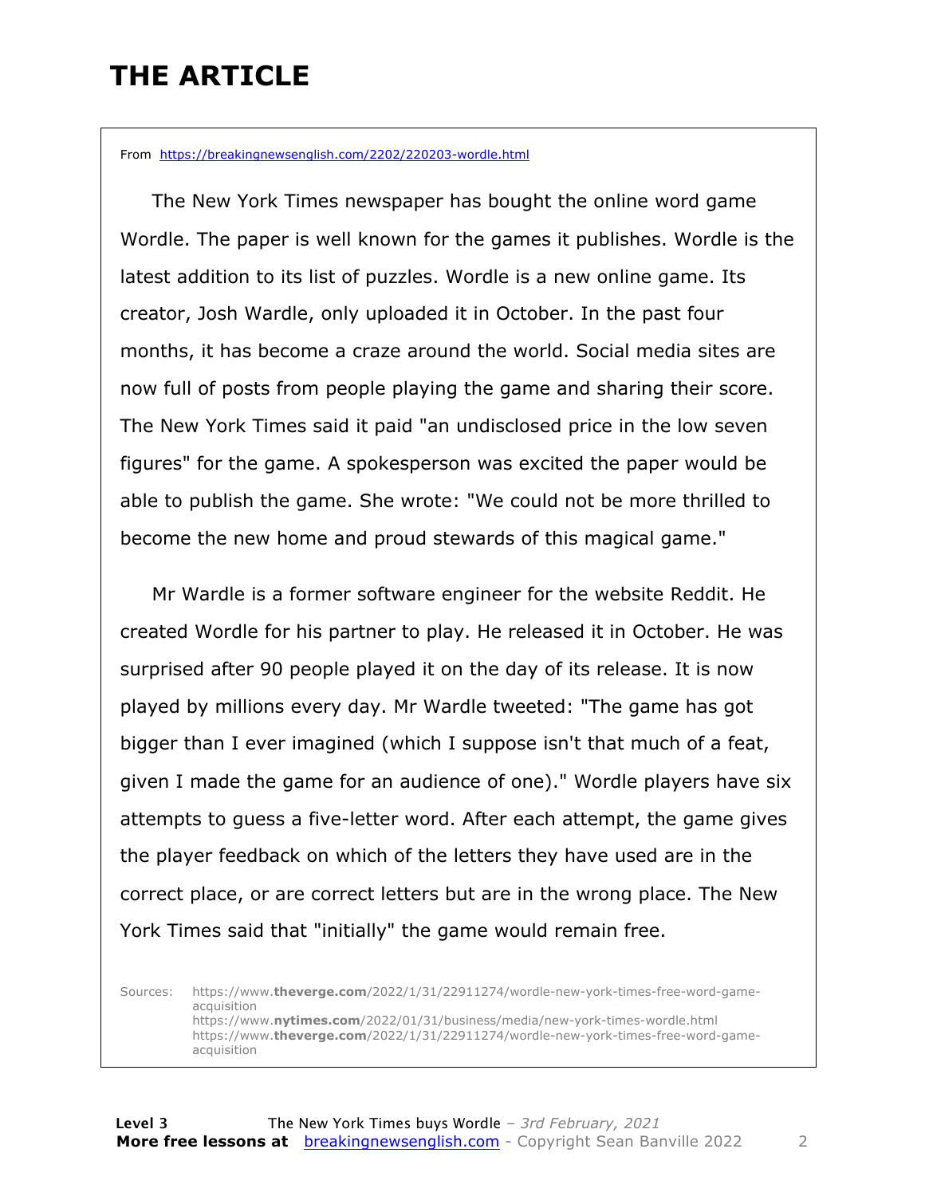# THE ARTICLE

From https://breakingnewsenglish.com/2202/220203-wordle.html

The New York Times newspaper has bought the online word game Wordle. The paper is well known for the games it publishes. Wordle is the latest addition to its list of puzzles. Wordle is a new online game. Its creator, Josh Wardle, only uploaded it in October. In the past four months, it has become a craze around the world. Social media sites are now full of posts from people playing the game and sharing their score. The New York Times said it paid "an undisclosed price in the low seven figures" for the game. A spokesperson was excited the paper would be able to publish the game. She wrote: "We could not be more thrilled to become the new home and proud stewards of this magical game."

Mr Wardle is a former software engineer for the website Reddit. He created Wordle for his partner to play. He released it in October. He was surprised after 90 people played it on the day of its release. It is now played by millions every day. Mr Wardle tweeted: "The game has got bigger than I ever imagined (which I suppose isn't that much of a feat, given I made the game for an audience of one)." Wordle players have six attempts to guess a five-letter word. After each attempt, the game gives the player feedback on which of the letters they have used are in the correct place, or are correct letters but are in the wrong place. The New York Times said that "initially" the game would remain free.

Sources:
https://www.theverge.com/2022/1/31/22911274/wordle-new-york-times-free-word-game-acquisition
https://www.nytimes.com/2022/01/31/business/media/new-york-times-wordle.html
https://www.theverge.com/2022/1/31/22911274/wordle-new-york-times-free-word-game-acquisition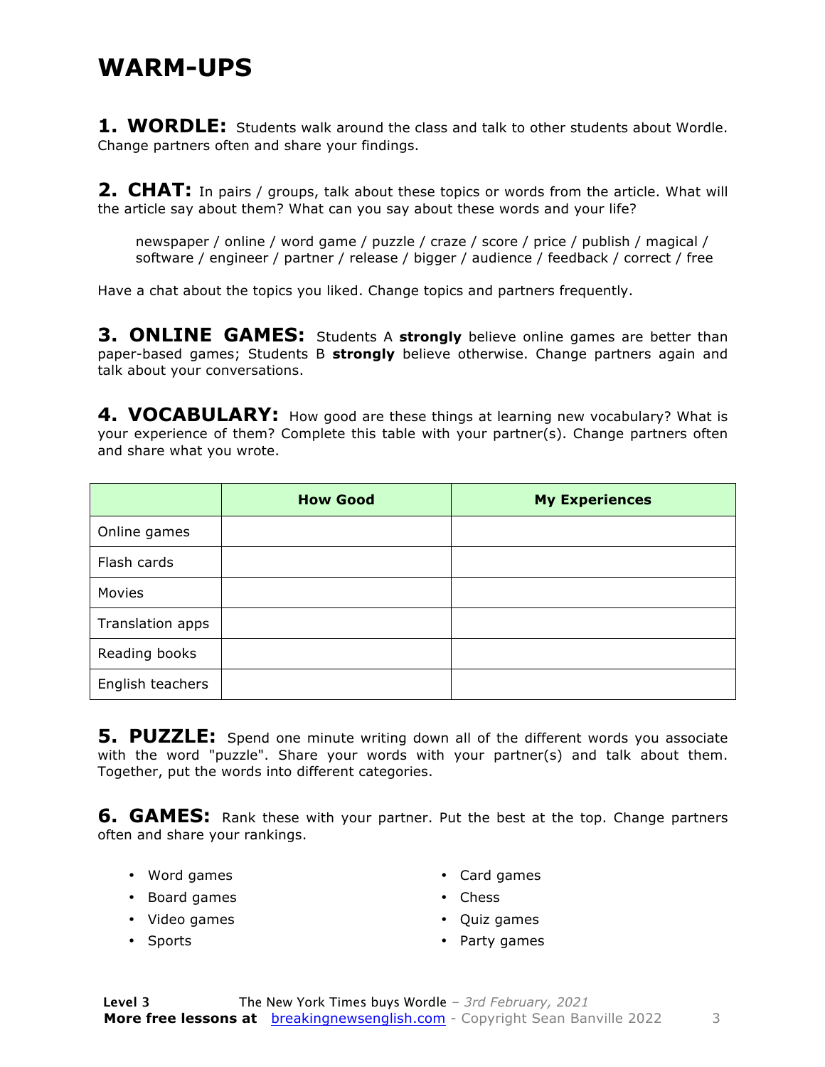# WARM-UPS

**1. WORDLE:** Students walk around the class and talk to other students about Wordle. Change partners often and share your findings.

**2. CHAT:** In pairs / groups, talk about these topics or words from the article. What will the article say about them? What can you say about these words and your life?

> newspaper / online / word game / puzzle / craze / score / price / publish / magical / software / engineer / partner / release / bigger / audience / feedback / correct / free

Have a chat about the topics you liked. Change topics and partners frequently.

**3. ONLINE GAMES:** Students A **strongly** believe online games are better than paper-based games; Students B **strongly** believe otherwise. Change partners again and talk about your conversations.

**4. VOCABULARY:** How good are these things at learning new vocabulary? What is your experience of them? Complete this table with your partner(s). Change partners often and share what you wrote.

| | How Good | My Experiences |
|---|---|---|
| Online games | | |
| Flash cards | | |
| Movies | | |
| Translation apps | | |
| Reading books | | |
| English teachers | | |

**5. PUZZLE:** Spend one minute writing down all of the different words you associate with the word "puzzle". Share your words with your partner(s) and talk about them. Together, put the words into different categories.

**6. GAMES:** Rank these with your partner. Put the best at the top. Change partners often and share your rankings.

- Word games
- Board games
- Video games
- Sports
- Card games
- Chess
- Quiz games
- Party games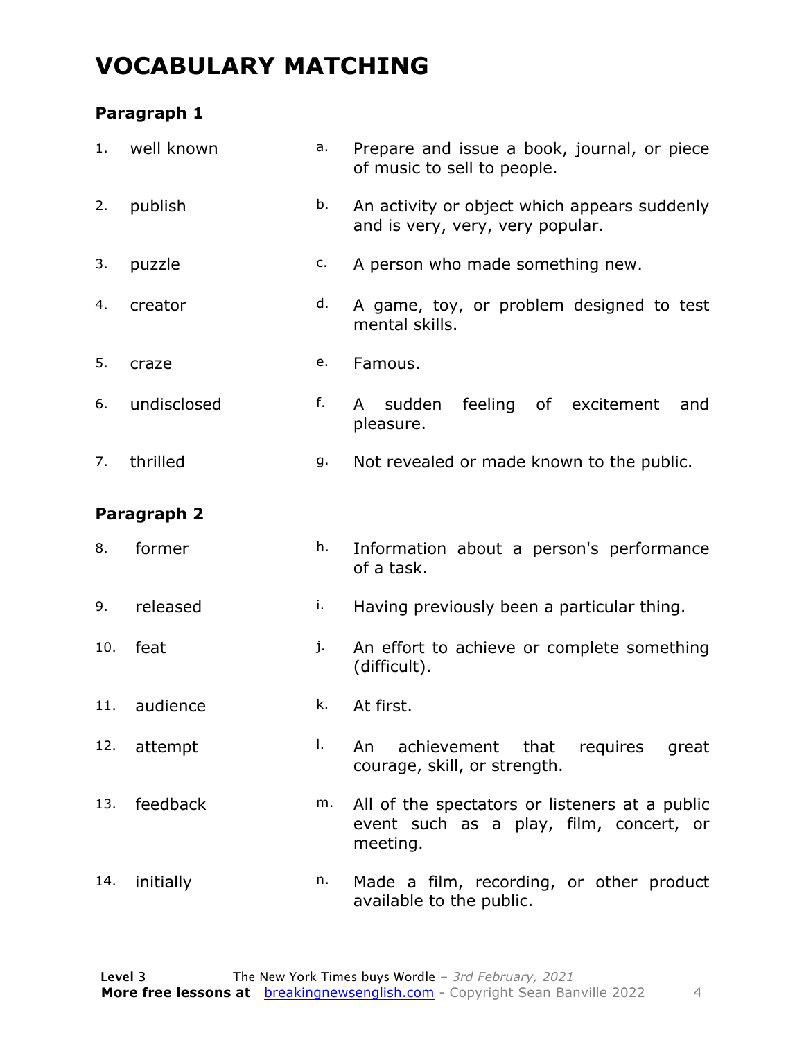# VOCABULARY MATCHING

### Paragraph 1

| | | | |
|---|---|---|---|
| 1. | well known | a. | Prepare and issue a book, journal, or piece of music to sell to people. |
| 2. | publish | b. | An activity or object which appears suddenly and is very, very, very popular. |
| 3. | puzzle | c. | A person who made something new. |
| 4. | creator | d. | A game, toy, or problem designed to test mental skills. |
| 5. | craze | e. | Famous. |
| 6. | undisclosed | f. | A sudden feeling of excitement and pleasure. |
| 7. | thrilled | g. | Not revealed or made known to the public. |

### Paragraph 2

| | | | |
|---|---|---|---|
| 8. | former | h. | Information about a person's performance of a task. |
| 9. | released | i. | Having previously been a particular thing. |
| 10. | feat | j. | An effort to achieve or complete something (difficult). |
| 11. | audience | k. | At first. |
| 12. | attempt | l. | An achievement that requires great courage, skill, or strength. |
| 13. | feedback | m. | All of the spectators or listeners at a public event such as a play, film, concert, or meeting. |
| 14. | initially | n. | Made a film, recording, or other product available to the public. |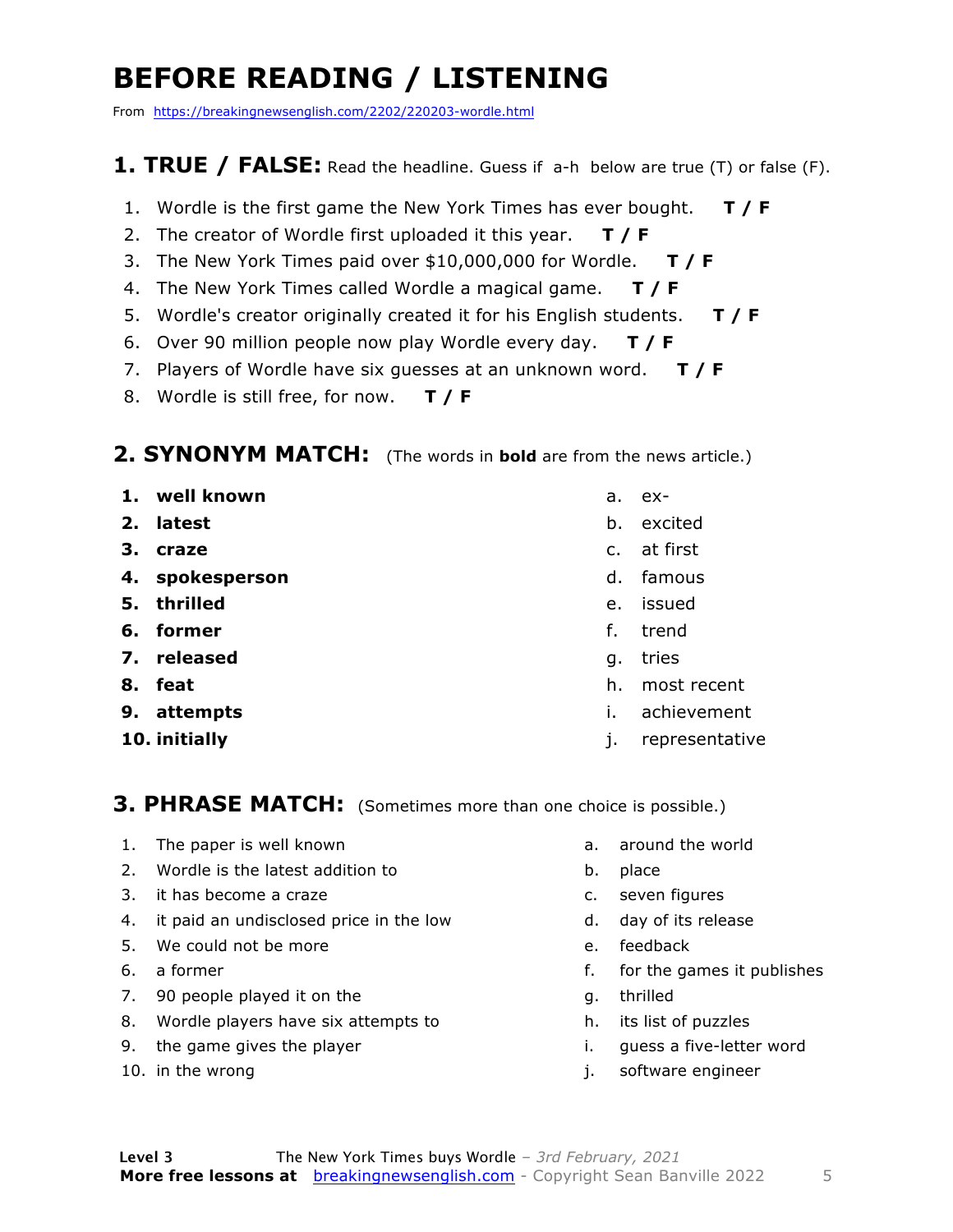# BEFORE READING / LISTENING

From https://breakingnewsenglish.com/2202/220203-wordle.html

## 1. TRUE / FALSE: 

Read the headline. Guess if a-h below are true (T) or false (F).

1. Wordle is the first game the New York Times has ever bought. **T / F**
2. The creator of Wordle first uploaded it this year. **T / F**
3. The New York Times paid over $10,000,000 for Wordle. **T / F**
4. The New York Times called Wordle a magical game. **T / F**
5. Wordle's creator originally created it for his English students. **T / F**
6. Over 90 million people now play Wordle every day. **T / F**
7. Players of Wordle have six guesses at an unknown word. **T / F**
8. Wordle is still free, for now. **T / F**

## 2. SYNONYM MATCH: 

(The words in **bold** are from the news article.)

1. **well known**
2. **latest**
3. **craze**
4. **spokesperson**
5. **thrilled**
6. **former**
7. **released**
8. **feat**
9. **attempts**
10. **initially**

a. ex-
b. excited
c. at first
d. famous
e. issued
f. trend
g. tries
h. most recent
i. achievement
j. representative

## 3. PHRASE MATCH: 

(Sometimes more than one choice is possible.)

1. The paper is well known
2. Wordle is the latest addition to
3. it has become a craze
4. it paid an undisclosed price in the low
5. We could not be more
6. a former
7. 90 people played it on the
8. Wordle players have six attempts to
9. the game gives the player
10. in the wrong

a. around the world
b. place
c. seven figures
d. day of its release
e. feedback
f. for the games it publishes
g. thrilled
h. its list of puzzles
i. guess a five-letter word
j. software engineer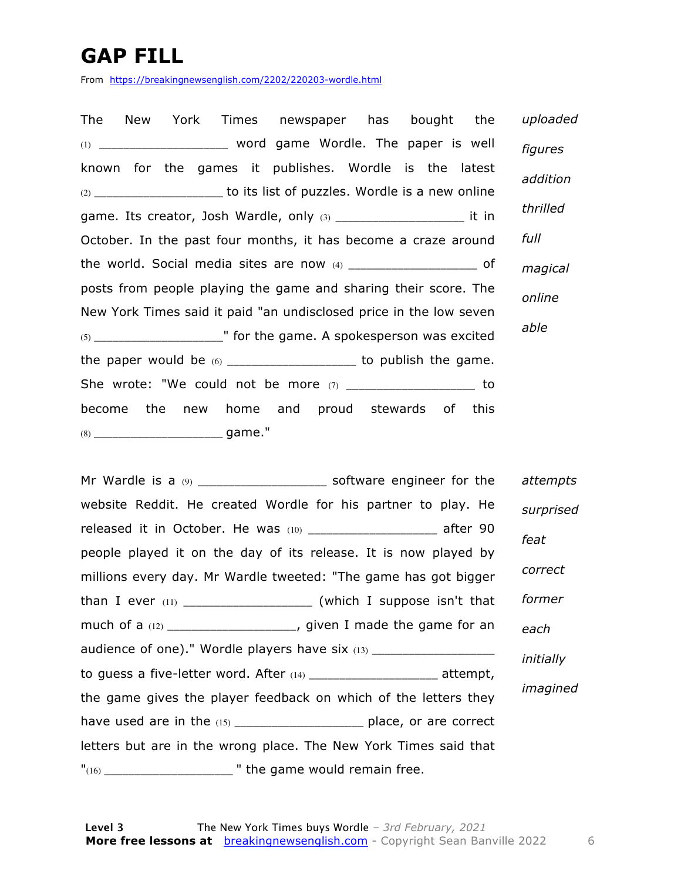# GAP FILL

From https://breakingnewsenglish.com/2202/220203-wordle.html

The New York Times newspaper has bought the (1) __________________ word game Wordle. The paper is well known for the games it publishes. Wordle is the latest (2) __________________ to its list of puzzles. Wordle is a new online game. Its creator, Josh Wardle, only (3) __________________ it in October. In the past four months, it has become a craze around the world. Social media sites are now (4) __________________ of posts from people playing the game and sharing their score. The New York Times said it paid "an undisclosed price in the low seven (5) __________________" for the game. A spokesperson was excited the paper would be (6) __________________ to publish the game. She wrote: "We could not be more (7) __________________ to become the new home and proud stewards of this (8) __________________ game."

*uploaded*
*figures*
*addition*
*thrilled*
*full*
*magical*
*online*
*able*

Mr Wardle is a (9) __________________ software engineer for the website Reddit. He created Wordle for his partner to play. He released it in October. He was (10) __________________ after 90 people played it on the day of its release. It is now played by millions every day. Mr Wardle tweeted: "The game has got bigger than I ever (11) __________________ (which I suppose isn't that much of a (12) __________________, given I made the game for an audience of one)." Wordle players have six (13) __________________ to guess a five-letter word. After (14) __________________ attempt, the game gives the player feedback on which of the letters they have used are in the (15) __________________ place, or are correct letters but are in the wrong place. The New York Times said that "(16) __________________ " the game would remain free.

*attempts*
*surprised*
*feat*
*correct*
*former*
*each*
*initially*
*imagined*

**Level 3** The New York Times buys Wordle – *3rd February, 2021*
**More free lessons at** breakingnewsenglish.com - Copyright Sean Banville 2022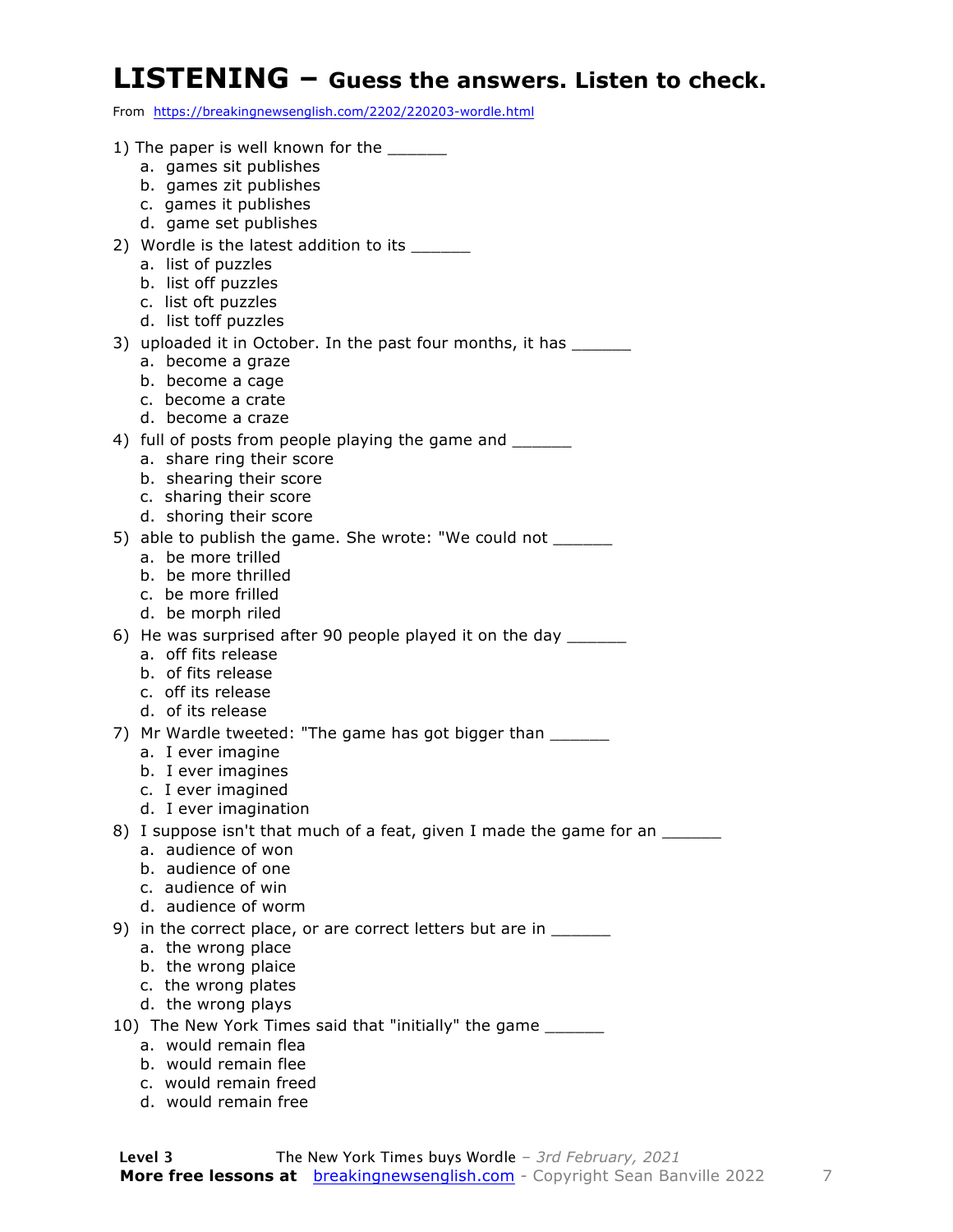# LISTENING – Guess the answers. Listen to check.

From https://breakingnewsenglish.com/2202/220203-wordle.html

1) The paper is well known for the ______
   a. games sit publishes
   b. games zit publishes
   c. games it publishes
   d. game set publishes

2) Wordle is the latest addition to its ______
   a. list of puzzles
   b. list off puzzles
   c. list oft puzzles
   d. list toff puzzles

3) uploaded it in October. In the past four months, it has ______
   a. become a graze
   b. become a cage
   c. become a crate
   d. become a craze

4) full of posts from people playing the game and ______
   a. share ring their score
   b. shearing their score
   c. sharing their score
   d. shoring their score

5) able to publish the game. She wrote: "We could not ______
   a. be more trilled
   b. be more thrilled
   c. be more frilled
   d. be morph riled

6) He was surprised after 90 people played it on the day ______
   a. off fits release
   b. of fits release
   c. off its release
   d. of its release

7) Mr Wardle tweeted: "The game has got bigger than ______
   a. I ever imagine
   b. I ever imagines
   c. I ever imagined
   d. I ever imagination

8) I suppose isn't that much of a feat, given I made the game for an ______
   a. audience of won
   b. audience of one
   c. audience of win
   d. audience of worm

9) in the correct place, or are correct letters but are in ______
   a. the wrong place
   b. the wrong plaice
   c. the wrong plates
   d. the wrong plays

10) The New York Times said that "initially" the game ______
   a. would remain flea
   b. would remain flee
   c. would remain freed
   d. would remain free

**Level 3** The New York Times buys Wordle – *3rd February, 2021*

**More free lessons at** breakingnewsenglish.com - Copyright Sean Banville 2022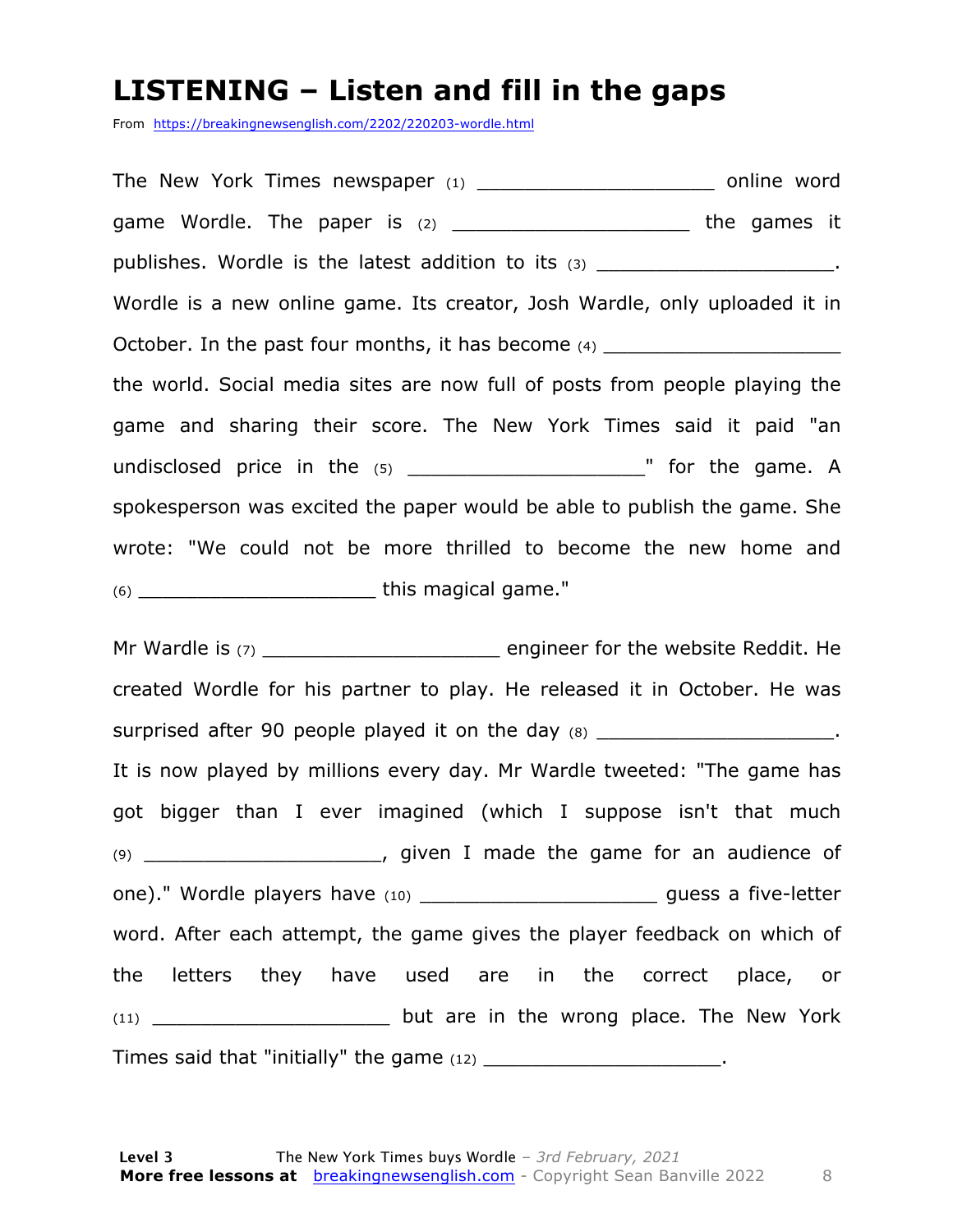# LISTENING – Listen and fill in the gaps

From https://breakingnewsenglish.com/2202/220203-wordle.html

The New York Times newspaper (1) ____________________ online word game Wordle. The paper is (2) ____________________ the games it publishes. Wordle is the latest addition to its (3) ____________________. Wordle is a new online game. Its creator, Josh Wardle, only uploaded it in October. In the past four months, it has become (4) ____________________ the world. Social media sites are now full of posts from people playing the game and sharing their score. The New York Times said it paid "an undisclosed price in the (5) ____________________" for the game. A spokesperson was excited the paper would be able to publish the game. She wrote: "We could not be more thrilled to become the new home and (6) ____________________ this magical game."

Mr Wardle is (7) ____________________ engineer for the website Reddit. He created Wordle for his partner to play. He released it in October. He was surprised after 90 people played it on the day (8) ____________________. It is now played by millions every day. Mr Wardle tweeted: "The game has got bigger than I ever imagined (which I suppose isn't that much (9) ____________________, given I made the game for an audience of one)." Wordle players have (10) ____________________ guess a five-letter word. After each attempt, the game gives the player feedback on which of the letters they have used are in the correct place, or (11) ____________________ but are in the wrong place. The New York Times said that "initially" the game (12) ____________________.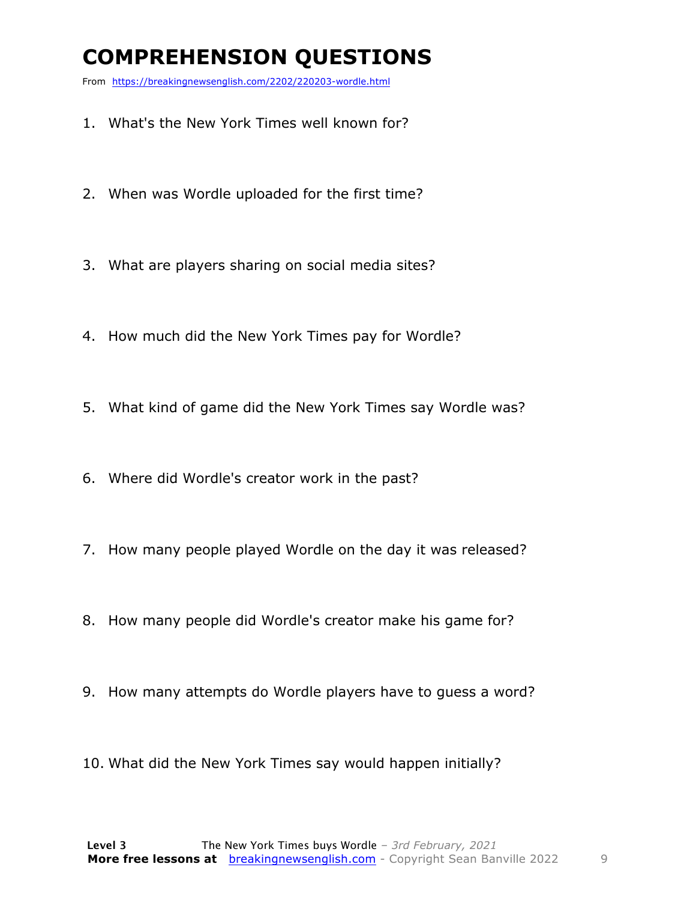# COMPREHENSION QUESTIONS

From https://breakingnewsenglish.com/2202/220203-wordle.html

1. What's the New York Times well known for?
2. When was Wordle uploaded for the first time?
3. What are players sharing on social media sites?
4. How much did the New York Times pay for Wordle?
5. What kind of game did the New York Times say Wordle was?
6. Where did Wordle's creator work in the past?
7. How many people played Wordle on the day it was released?
8. How many people did Wordle's creator make his game for?
9. How many attempts do Wordle players have to guess a word?
10. What did the New York Times say would happen initially?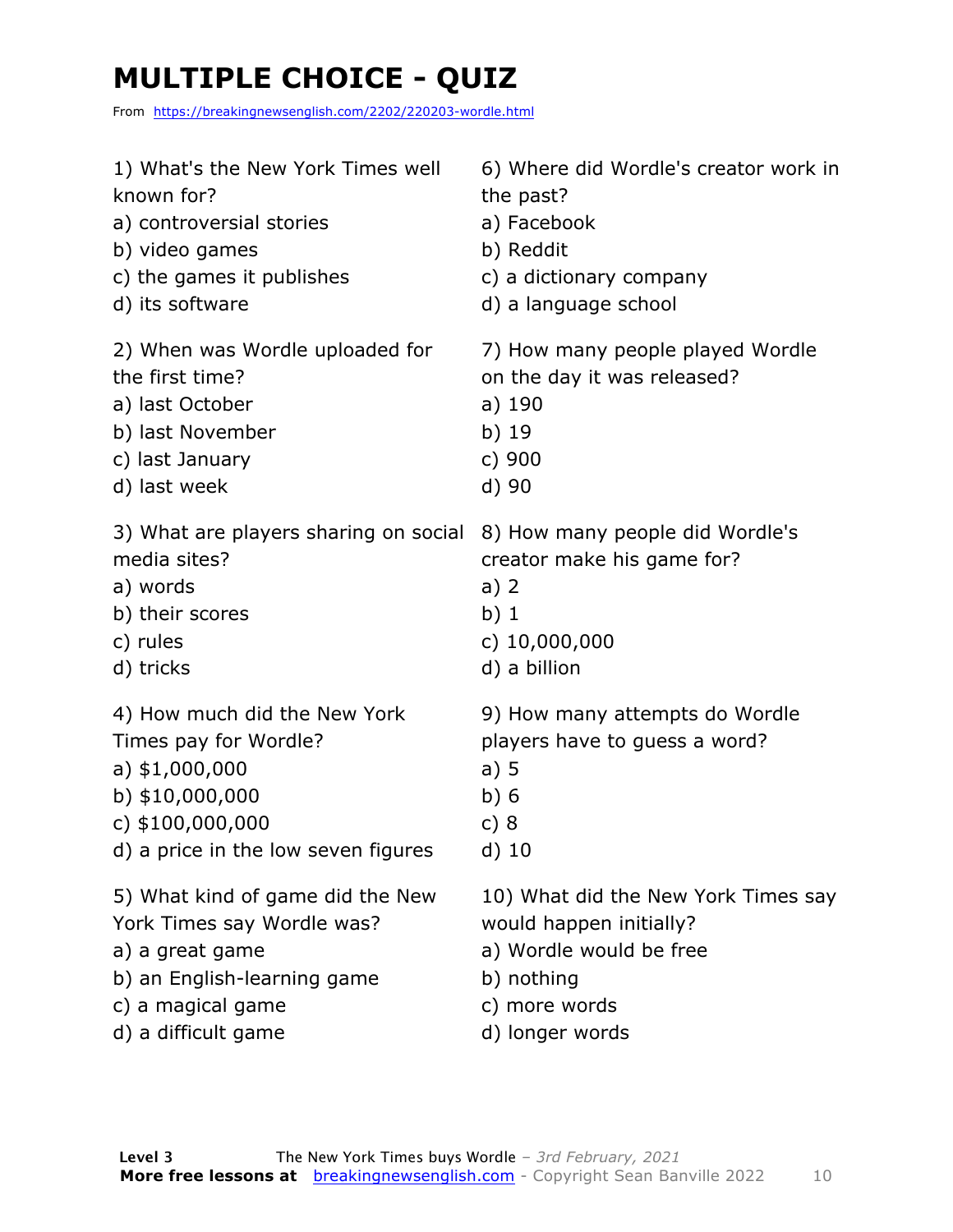# MULTIPLE CHOICE - QUIZ

From https://breakingnewsenglish.com/2202/220203-wordle.html

1) What's the New York Times well known for?
a) controversial stories
b) video games
c) the games it publishes
d) its software

2) When was Wordle uploaded for the first time?
a) last October
b) last November
c) last January
d) last week

3) What are players sharing on social media sites?
a) words
b) their scores
c) rules
d) tricks

4) How much did the New York Times pay for Wordle?
a) $1,000,000
b) $10,000,000
c) $100,000,000
d) a price in the low seven figures

5) What kind of game did the New York Times say Wordle was?
a) a great game
b) an English-learning game
c) a magical game
d) a difficult game

6) Where did Wordle's creator work in the past?
a) Facebook
b) Reddit
c) a dictionary company
d) a language school

7) How many people played Wordle on the day it was released?
a) 190
b) 19
c) 900
d) 90

8) How many people did Wordle's creator make his game for?
a) 2
b) 1
c) 10,000,000
d) a billion

9) How many attempts do Wordle players have to guess a word?
a) 5
b) 6
c) 8
d) 10

10) What did the New York Times say would happen initially?
a) Wordle would be free
b) nothing
c) more words
d) longer words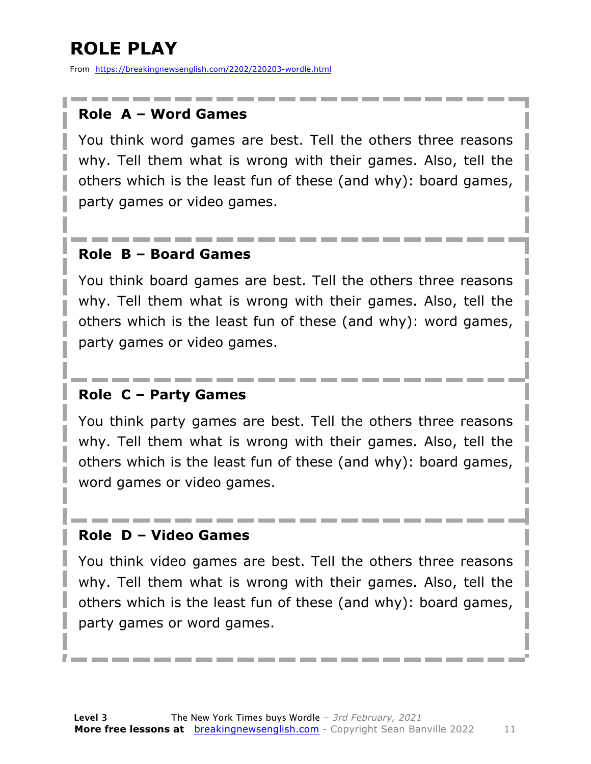# ROLE PLAY

From https://breakingnewsenglish.com/2202/220203-wordle.html

### Role A – Word Games

You think word games are best. Tell the others three reasons why. Tell them what is wrong with their games. Also, tell the others which is the least fun of these (and why): board games, party games or video games.

### Role B – Board Games

You think board games are best. Tell the others three reasons why. Tell them what is wrong with their games. Also, tell the others which is the least fun of these (and why): word games, party games or video games.

### Role C – Party Games

You think party games are best. Tell the others three reasons why. Tell them what is wrong with their games. Also, tell the others which is the least fun of these (and why): board games, word games or video games.

### Role D – Video Games

You think video games are best. Tell the others three reasons why. Tell them what is wrong with their games. Also, tell the others which is the least fun of these (and why): board games, party games or word games.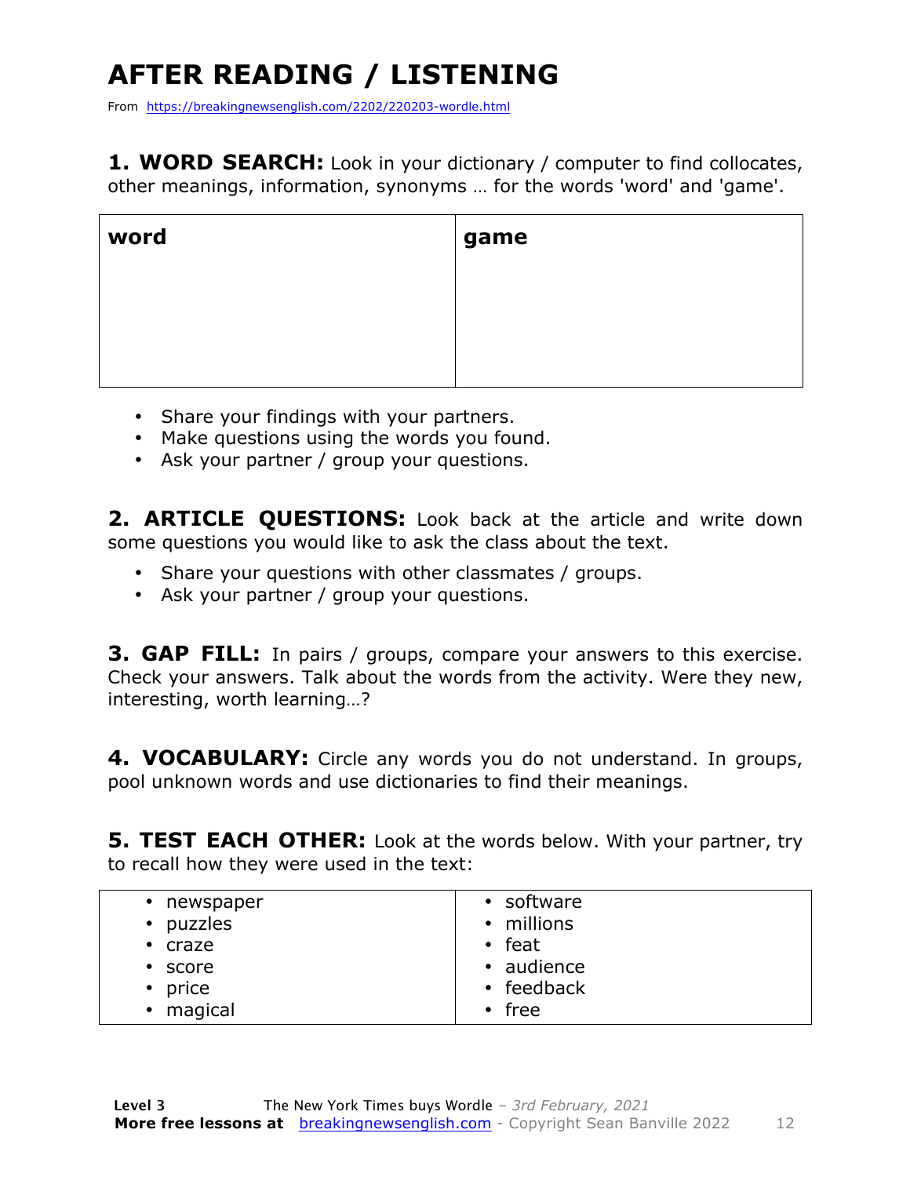# AFTER READING / LISTENING

From https://breakingnewsenglish.com/2202/220203-wordle.html

**1. WORD SEARCH:** Look in your dictionary / computer to find collocates, other meanings, information, synonyms … for the words 'word' and 'game'.

| word | game |
|---|---|
| | |

- Share your findings with your partners.
- Make questions using the words you found.
- Ask your partner / group your questions.

**2. ARTICLE QUESTIONS:** Look back at the article and write down some questions you would like to ask the class about the text.

- Share your questions with other classmates / groups.
- Ask your partner / group your questions.

**3. GAP FILL:** In pairs / groups, compare your answers to this exercise. Check your answers. Talk about the words from the activity. Were they new, interesting, worth learning…?

**4. VOCABULARY:** Circle any words you do not understand. In groups, pool unknown words and use dictionaries to find their meanings.

**5. TEST EACH OTHER:** Look at the words below. With your partner, try to recall how they were used in the text:

| | |
|---|---|
| • newspaper | • software |
| • puzzles | • millions |
| • craze | • feat |
| • score | • audience |
| • price | • feedback |
| • magical | • free |

**Level 3** The New York Times buys Wordle – *3rd February, 2021*
**More free lessons at** breakingnewsenglish.com - Copyright Sean Banville 2022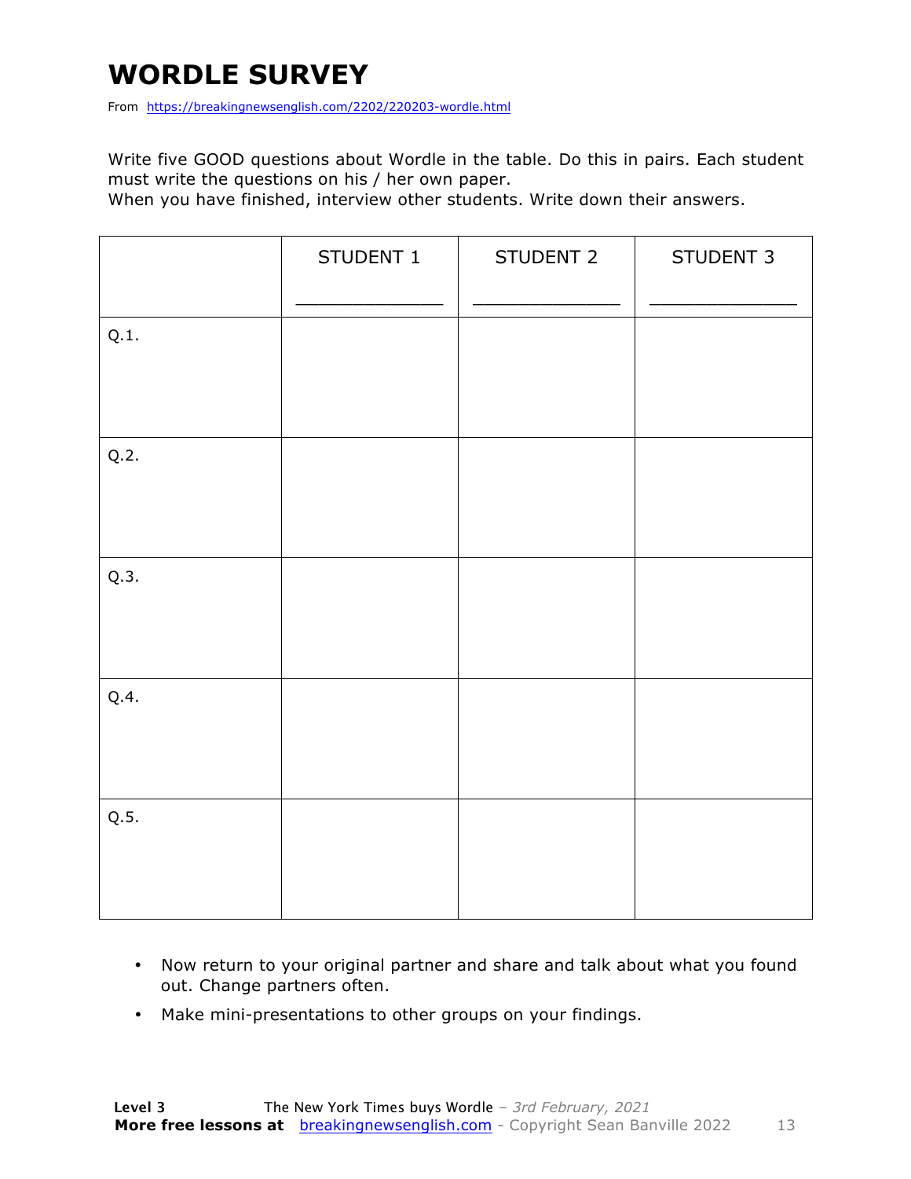# WORDLE SURVEY

From https://breakingnewsenglish.com/2202/220203-wordle.html

Write five GOOD questions about Wordle in the table. Do this in pairs. Each student must write the questions on his / her own paper.
When you have finished, interview other students. Write down their answers.

| | STUDENT 1<br>_____________ | STUDENT 2<br>_____________ | STUDENT 3<br>_____________ |
|---|---|---|---|
| Q.1. | | | |
| Q.2. | | | |
| Q.3. | | | |
| Q.4. | | | |
| Q.5. | | | |

- Now return to your original partner and share and talk about what you found out. Change partners often.
- Make mini-presentations to other groups on your findings.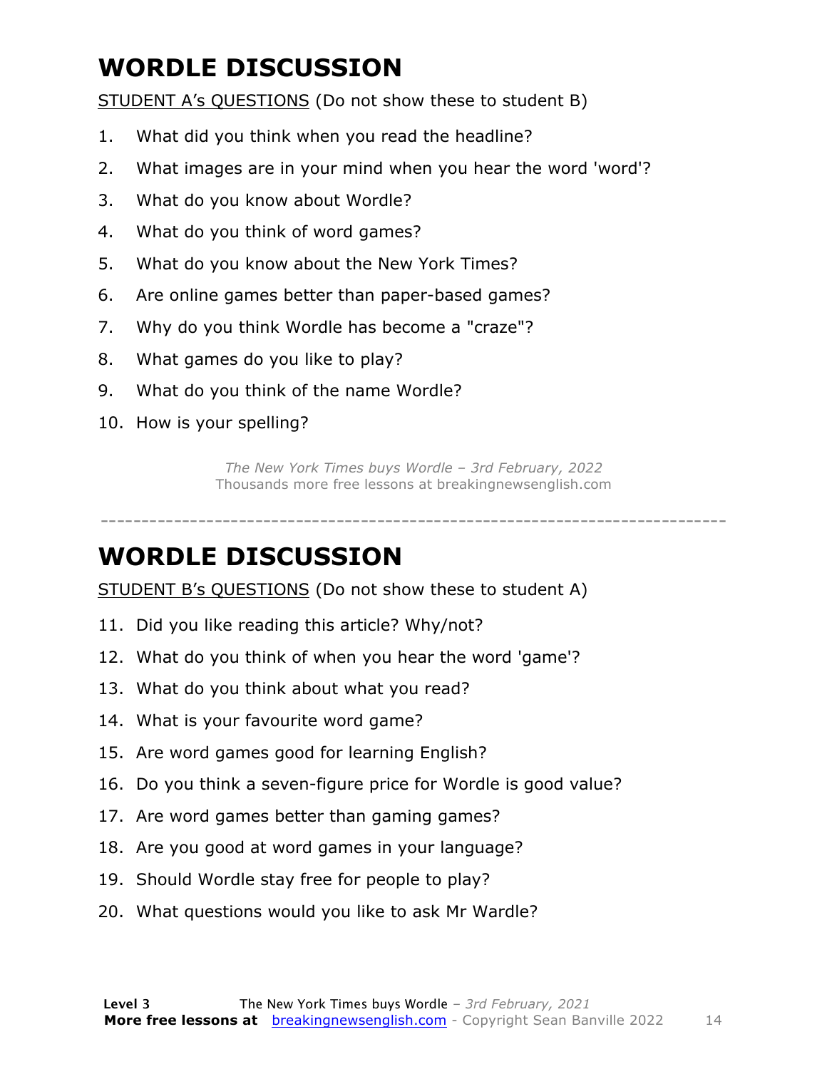# WORDLE DISCUSSION

STUDENT A's QUESTIONS (Do not show these to student B)

1. What did you think when you read the headline?
2. What images are in your mind when you hear the word 'word'?
3. What do you know about Wordle?
4. What do you think of word games?
5. What do you know about the New York Times?
6. Are online games better than paper-based games?
7. Why do you think Wordle has become a "craze"?
8. What games do you like to play?
9. What do you think of the name Wordle?
10. How is your spelling?

*The New York Times buys Wordle – 3rd February, 2022*
Thousands more free lessons at breakingnewsenglish.com

---

# WORDLE DISCUSSION

STUDENT B's QUESTIONS (Do not show these to student A)

11. Did you like reading this article? Why/not?
12. What do you think of when you hear the word 'game'?
13. What do you think about what you read?
14. What is your favourite word game?
15. Are word games good for learning English?
16. Do you think a seven-figure price for Wordle is good value?
17. Are word games better than gaming games?
18. Are you good at word games in your language?
19. Should Wordle stay free for people to play?
20. What questions would you like to ask Mr Wardle?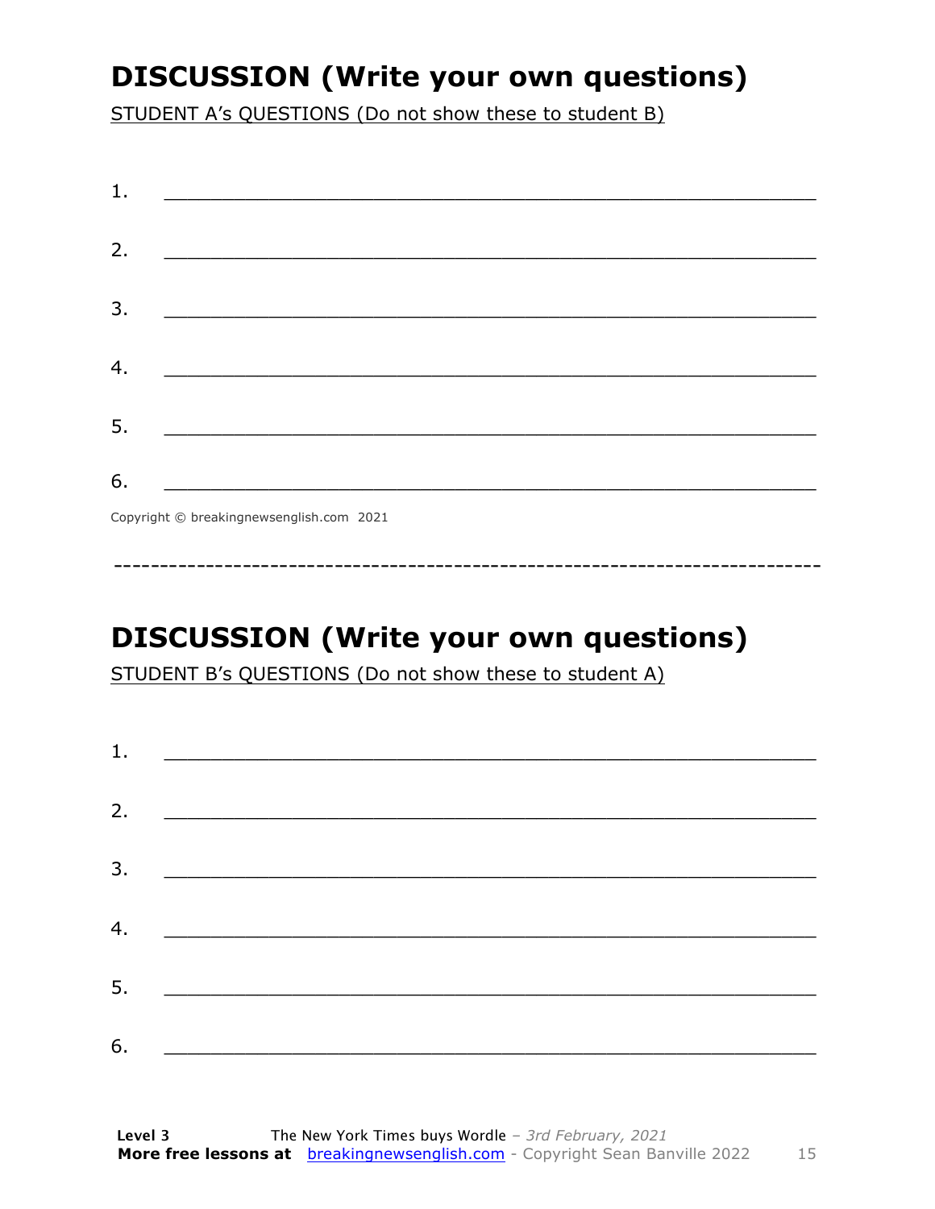## DISCUSSION (Write your own questions)

STUDENT A's QUESTIONS (Do not show these to student B)

1. ___________________________________________________________

2. ___________________________________________________________

3. ___________________________________________________________

4. ___________________________________________________________

5. ___________________________________________________________

6. ___________________________________________________________

Copyright © breakingnewsenglish.com 2021

---

## DISCUSSION (Write your own questions)

STUDENT B's QUESTIONS (Do not show these to student A)

1. ___________________________________________________________

2. ___________________________________________________________

3. ___________________________________________________________

4. ___________________________________________________________

5. ___________________________________________________________

6. ___________________________________________________________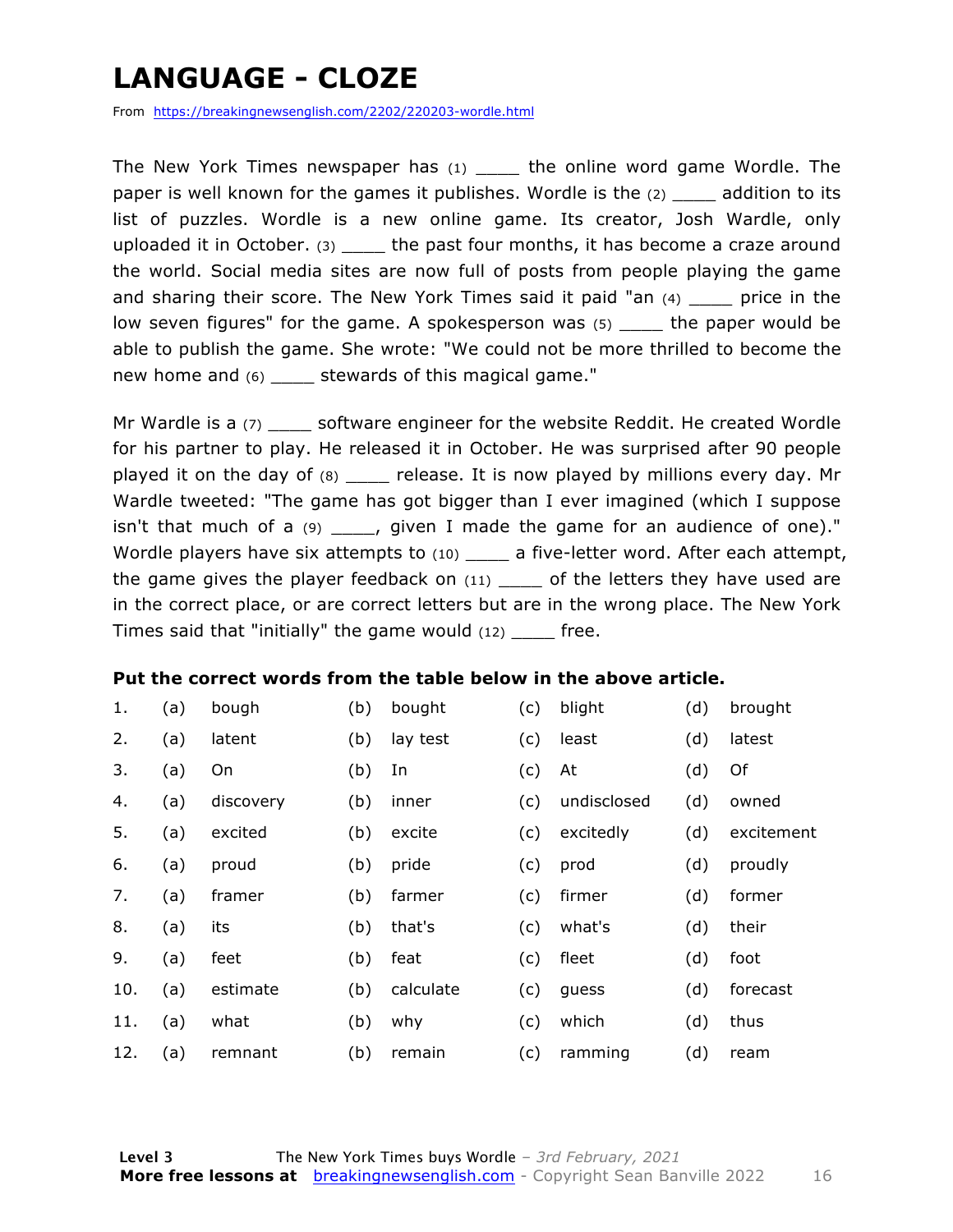# LANGUAGE - CLOZE

From https://breakingnewsenglish.com/2202/220203-wordle.html

The New York Times newspaper has (1) ____ the online word game Wordle. The paper is well known for the games it publishes. Wordle is the (2) ____ addition to its list of puzzles. Wordle is a new online game. Its creator, Josh Wardle, only uploaded it in October. (3) ____ the past four months, it has become a craze around the world. Social media sites are now full of posts from people playing the game and sharing their score. The New York Times said it paid "an (4) ____ price in the low seven figures" for the game. A spokesperson was (5) ____ the paper would be able to publish the game. She wrote: "We could not be more thrilled to become the new home and (6) ____ stewards of this magical game."

Mr Wardle is a (7) ____ software engineer for the website Reddit. He created Wordle for his partner to play. He released it in October. He was surprised after 90 people played it on the day of (8) ____ release. It is now played by millions every day. Mr Wardle tweeted: "The game has got bigger than I ever imagined (which I suppose isn't that much of a (9) ____, given I made the game for an audience of one)." Wordle players have six attempts to (10) ____ a five-letter word. After each attempt, the game gives the player feedback on (11) ____ of the letters they have used are in the correct place, or are correct letters but are in the wrong place. The New York Times said that "initially" the game would (12) ____ free.

**Put the correct words from the table below in the above article.**

| | | | | | | | |
|---|---|---|---|---|---|---|---|
| 1. | (a) bough | | (b) bought | | (c) blight | | (d) brought |
| 2. | (a) latent | | (b) lay test | | (c) least | | (d) latest |
| 3. | (a) On | | (b) In | | (c) At | | (d) Of |
| 4. | (a) discovery | | (b) inner | | (c) undisclosed | | (d) owned |
| 5. | (a) excited | | (b) excite | | (c) excitedly | | (d) excitement |
| 6. | (a) proud | | (b) pride | | (c) prod | | (d) proudly |
| 7. | (a) framer | | (b) farmer | | (c) firmer | | (d) former |
| 8. | (a) its | | (b) that's | | (c) what's | | (d) their |
| 9. | (a) feet | | (b) feat | | (c) fleet | | (d) foot |
| 10. | (a) estimate | | (b) calculate | | (c) guess | | (d) forecast |
| 11. | (a) what | | (b) why | | (c) which | | (d) thus |
| 12. | (a) remnant | | (b) remain | | (c) ramming | | (d) ream |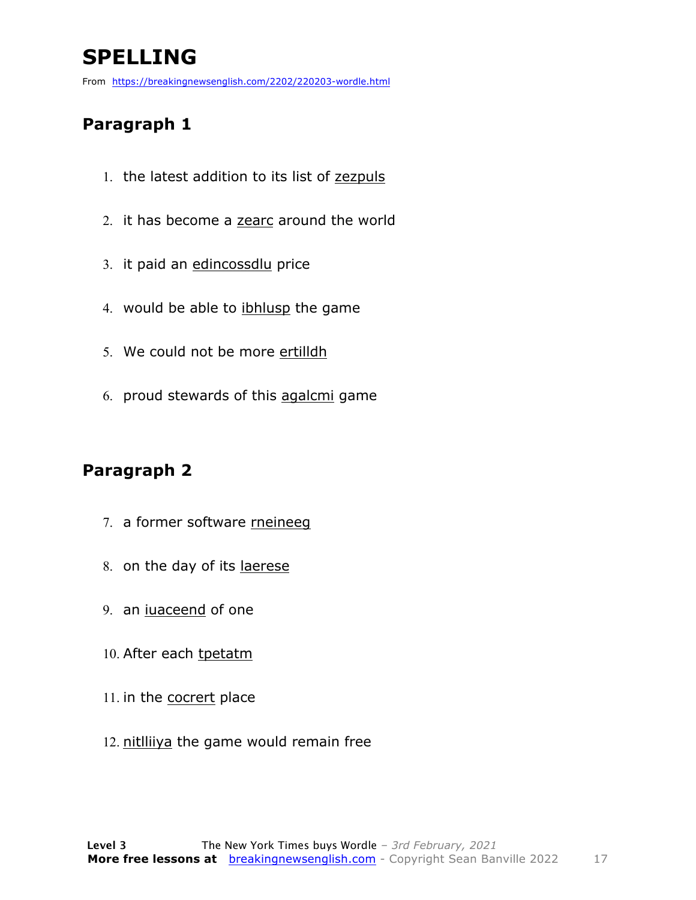# SPELLING

From https://breakingnewsenglish.com/2202/220203-wordle.html

## Paragraph 1

1. the latest addition to its list of zezpuls
2. it has become a zearc around the world
3. it paid an edincossdlu price
4. would be able to ibhlusp the game
5. We could not be more ertilldh
6. proud stewards of this agalcmi game

## Paragraph 2

7. a former software rneineeg
8. on the day of its laerese
9. an iuaceend of one
10. After each tpetatm
11. in the cocrert place
12. nitlliiya the game would remain free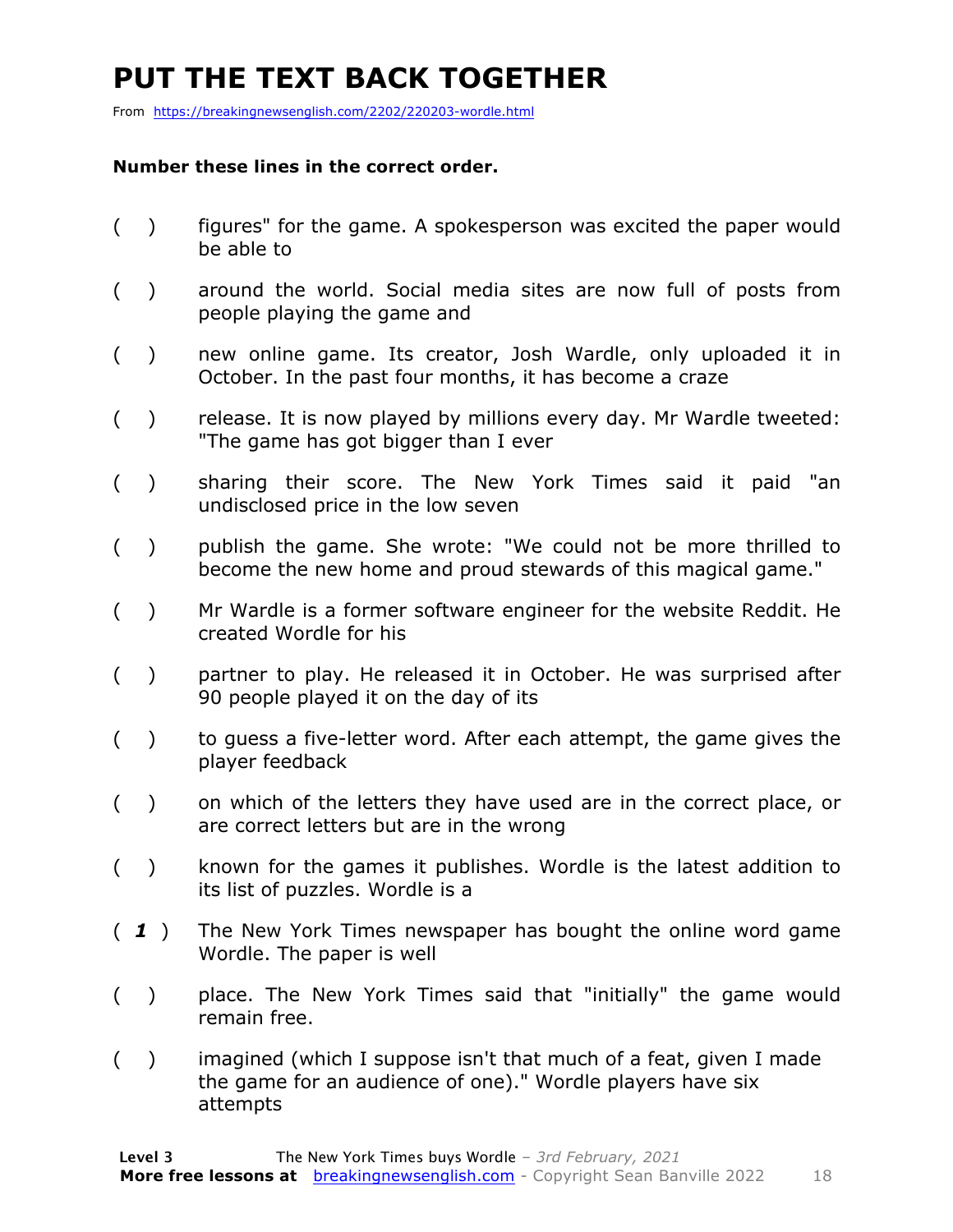# PUT THE TEXT BACK TOGETHER

From https://breakingnewsenglish.com/2202/220203-wordle.html

**Number these lines in the correct order.**

( ) figures" for the game. A spokesperson was excited the paper would be able to

( ) around the world. Social media sites are now full of posts from people playing the game and

( ) new online game. Its creator, Josh Wardle, only uploaded it in October. In the past four months, it has become a craze

( ) release. It is now played by millions every day. Mr Wardle tweeted: "The game has got bigger than I ever

( ) sharing their score. The New York Times said it paid "an undisclosed price in the low seven

( ) publish the game. She wrote: "We could not be more thrilled to become the new home and proud stewards of this magical game."

( ) Mr Wardle is a former software engineer for the website Reddit. He created Wordle for his

( ) partner to play. He released it in October. He was surprised after 90 people played it on the day of its

( ) to guess a five-letter word. After each attempt, the game gives the player feedback

( ) on which of the letters they have used are in the correct place, or are correct letters but are in the wrong

( ) known for the games it publishes. Wordle is the latest addition to its list of puzzles. Wordle is a

( ***1*** ) The New York Times newspaper has bought the online word game Wordle. The paper is well

( ) place. The New York Times said that "initially" the game would remain free.

( ) imagined (which I suppose isn't that much of a feat, given I made the game for an audience of one)." Wordle players have six attempts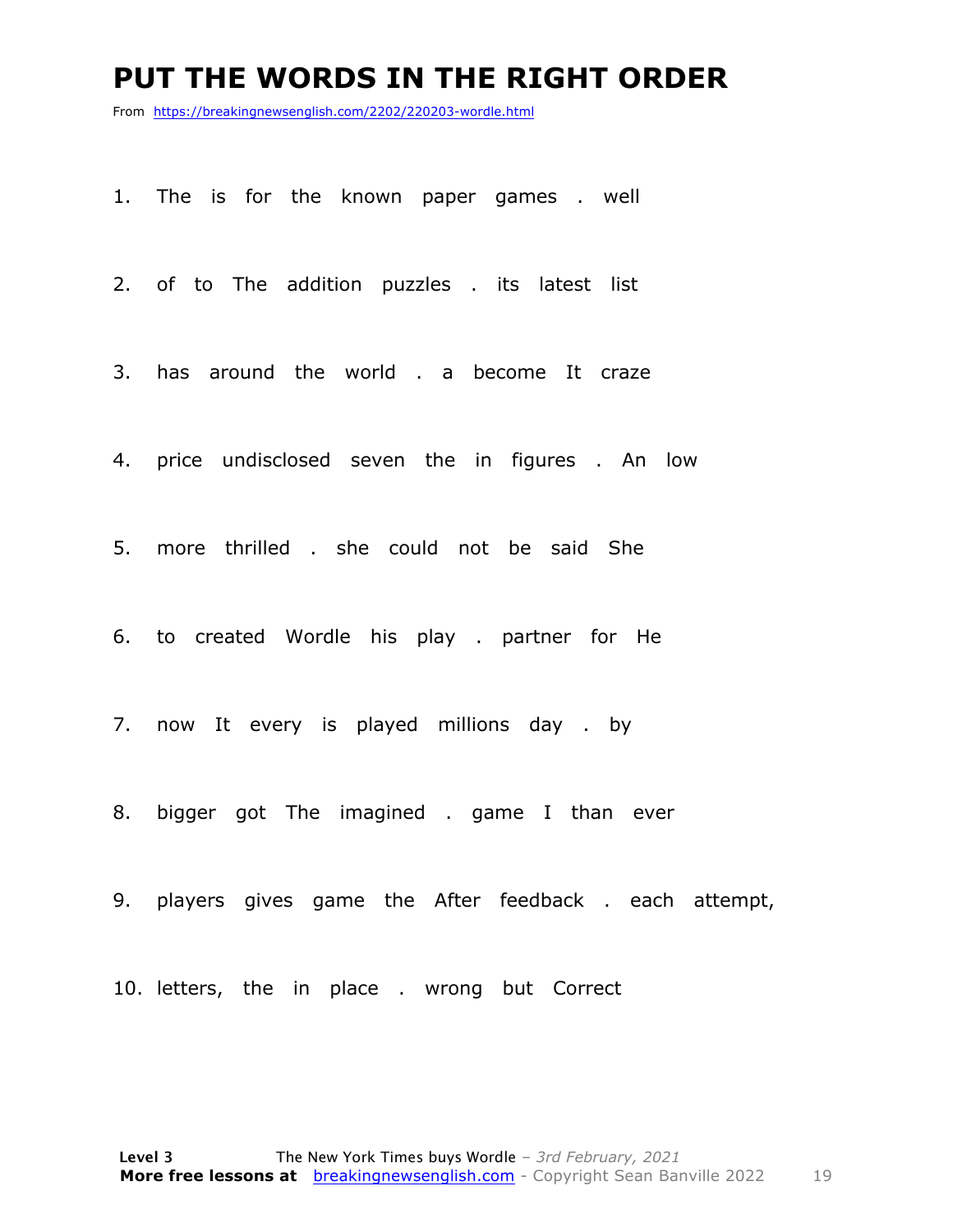# PUT THE WORDS IN THE RIGHT ORDER

From https://breakingnewsenglish.com/2202/220203-wordle.html

1. The is for the known paper games . well
2. of to The addition puzzles . its latest list
3. has around the world . a become It craze
4. price undisclosed seven the in figures . An low
5. more thrilled . she could not be said She
6. to created Wordle his play . partner for He
7. now It every is played millions day . by
8. bigger got The imagined . game I than ever
9. players gives game the After feedback . each attempt,
10. letters, the in place . wrong but Correct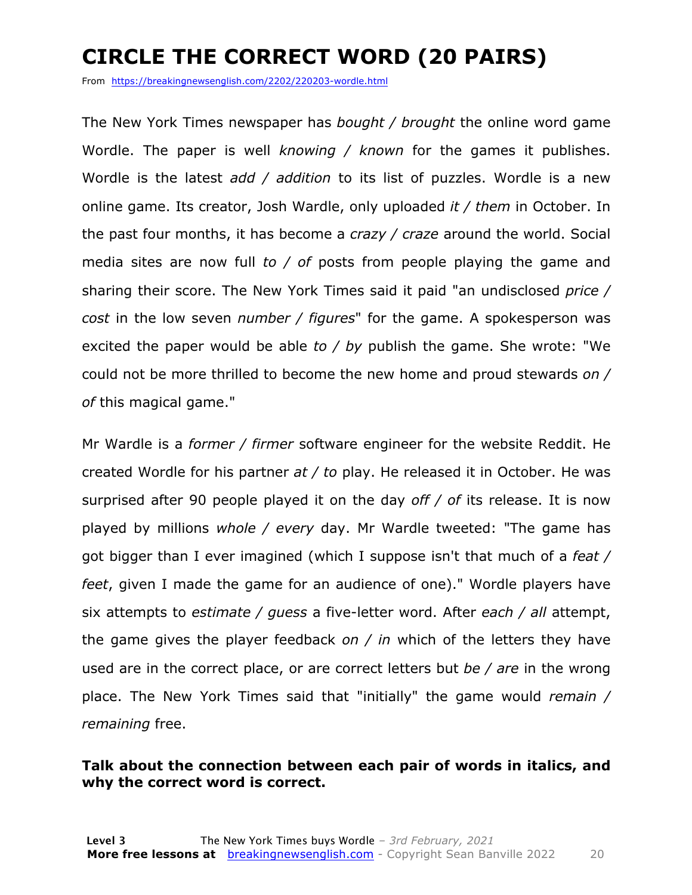# CIRCLE THE CORRECT WORD (20 PAIRS)

From https://breakingnewsenglish.com/2202/220203-wordle.html

The New York Times newspaper has *bought / brought* the online word game Wordle. The paper is well *knowing / known* for the games it publishes. Wordle is the latest *add / addition* to its list of puzzles. Wordle is a new online game. Its creator, Josh Wardle, only uploaded *it / them* in October. In the past four months, it has become a *crazy / craze* around the world. Social media sites are now full *to / of* posts from people playing the game and sharing their score. The New York Times said it paid "an undisclosed *price / cost* in the low seven *number / figures*" for the game. A spokesperson was excited the paper would be able *to / by* publish the game. She wrote: "We could not be more thrilled to become the new home and proud stewards *on / of* this magical game."

Mr Wardle is a *former / firmer* software engineer for the website Reddit. He created Wordle for his partner *at / to* play. He released it in October. He was surprised after 90 people played it on the day *off / of* its release. It is now played by millions *whole / every* day. Mr Wardle tweeted: "The game has got bigger than I ever imagined (which I suppose isn't that much of a *feat / feet*, given I made the game for an audience of one)." Wordle players have six attempts to *estimate / guess* a five-letter word. After *each / all* attempt, the game gives the player feedback *on / in* which of the letters they have used are in the correct place, or are correct letters but *be / are* in the wrong place. The New York Times said that "initially" the game would *remain / remaining* free.

**Talk about the connection between each pair of words in italics, and why the correct word is correct.**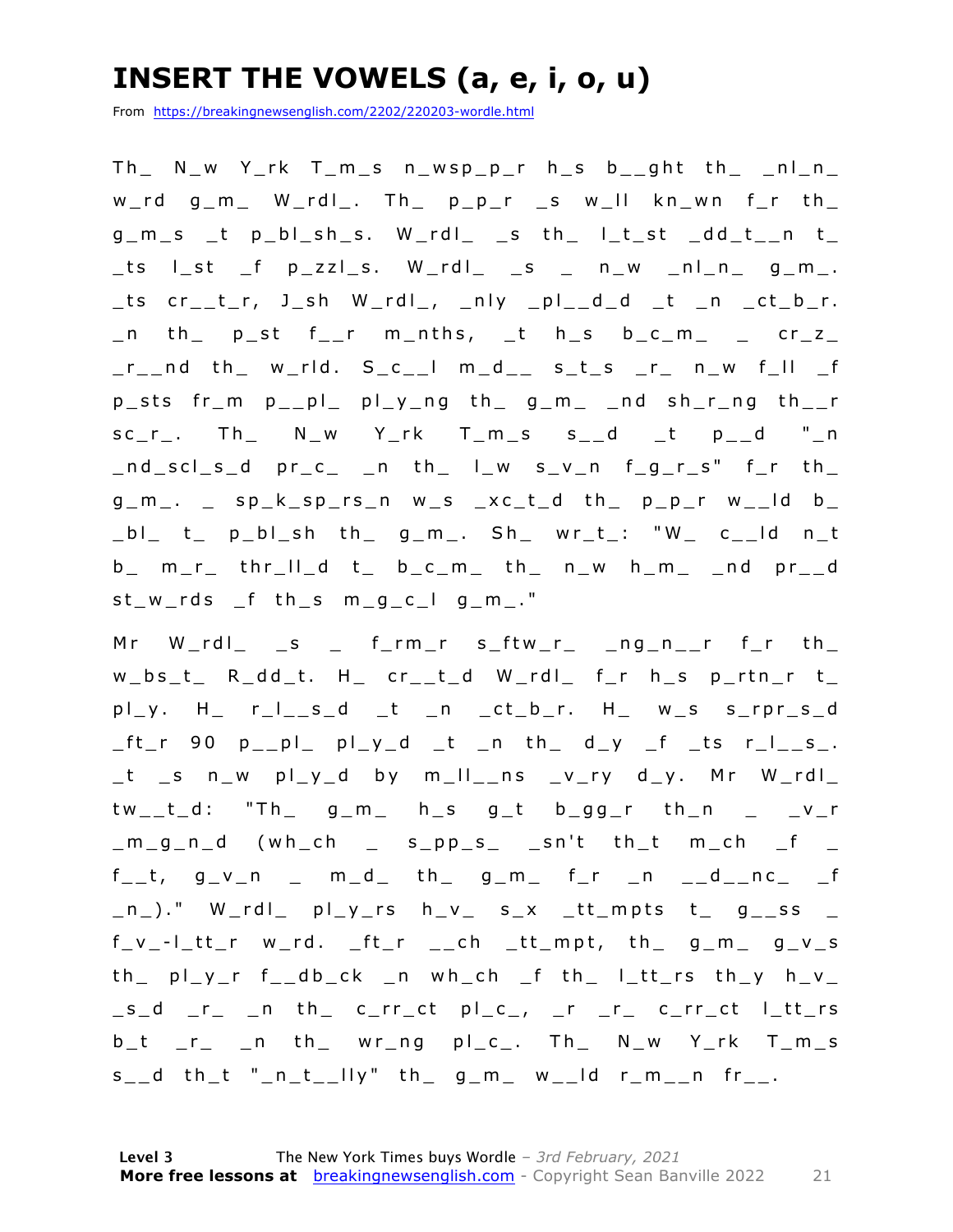# INSERT THE VOWELS (a, e, i, o, u)

From https://breakingnewsenglish.com/2202/220203-wordle.html

Th_ N_w Y_rk T_m_s n_wsp_p_r h_s b__ght th_ _nl_n_ w_rd g_m_ W_rdl_. Th_ p_p_r _s w_ll kn_wn f_r th_ g_m_s _t p_bl_sh_s. W_rdl_ _s th_ l_t_st _dd_t__n t_ _ts l_st _f p_zzl_s. W_rdl_ _s _ n_w _nl_n_ g_m_. _ts cr__t_r, J_sh W_rdl_, _nly _pl__d_d _t _n _ct_b_r. _n th_ p_st f__r m_nths, _t h_s b_c_m_ _ cr_z_ _r__nd th_ w_rld. S_c__l m_d__ s_t_s _r_ n_w f_ll _f p_sts fr_m p__pl_ pl_y_ng th_ g_m_ _nd sh_r_ng th__r sc_r_. Th_ N_w Y_rk T_m_s s__d _t p__d "_n _nd_scl_s_d pr_c_ _n th_ l_w s_v_n f_g_r_s" f_r th_ g_m_. _ sp_k_sp_rs_n w_s _xc_t_d th_ p_p_r w__ld b_ _bl_ t_ p_bl_sh th_ g_m_. Sh_ wr_t_: "W_ c__ld n_t b_ m_r_ thr_ll_d t_ b_c_m_ th_ n_w h_m_ _nd pr__d st_w_rds _f th_s m_g_c_l g_m_."

Mr W_rdl_ _s _ f_rm_r s_ftw_r_ _ng_n__r f_r th_ w_bs_t_ R_dd_t. H_ cr__t_d W_rdl_ f_r h_s p_rtn_r t_ pl_y. H_ r_l__s_d _t _n _ct_b_r. H_ w_s s_rpr_s_d _ft_r 90 p__pl_ pl_y_d _t _n th_ d_y _f _ts r_l__s_. _t _s n_w pl_y_d by m_ll__ns _v_ry d_y. Mr W_rdl_ tw__t_d: "Th_ g_m_ h_s g_t b_gg_r th_n _ _v_r _m_g_n_d (wh_ch _ s_pp_s_ _sn't th_t m_ch _f _ f__t, g_v_n _ m_d_ th_ g_m_ f_r _n __d__nc_ _f _n_)." W_rdl_ pl_y_rs h_v_ s_x _tt_mpts t_ g__ss _ f_v_-l_tt_r w_rd. _ft_r __ch _tt_mpt, th_ g_m_ g_v_s th_ pl_y_r f__db_ck _n wh_ch _f th_ l_tt_rs th_y h_v_ _s_d _r_ _n th_ c_rr_ct pl_c_, _r _r_ c_rr_ct l_tt_rs b_t _r_ _n th_ wr_ng pl_c_. Th_ N_w Y_rk T_m_s s__d th_t "_n_t__lly" th_ g_m_ w__ld r_m__n fr__.

**Level 3** The New York Times buys Wordle – *3rd February, 2021*
**More free lessons at** breakingnewsenglish.com - Copyright Sean Banville 2022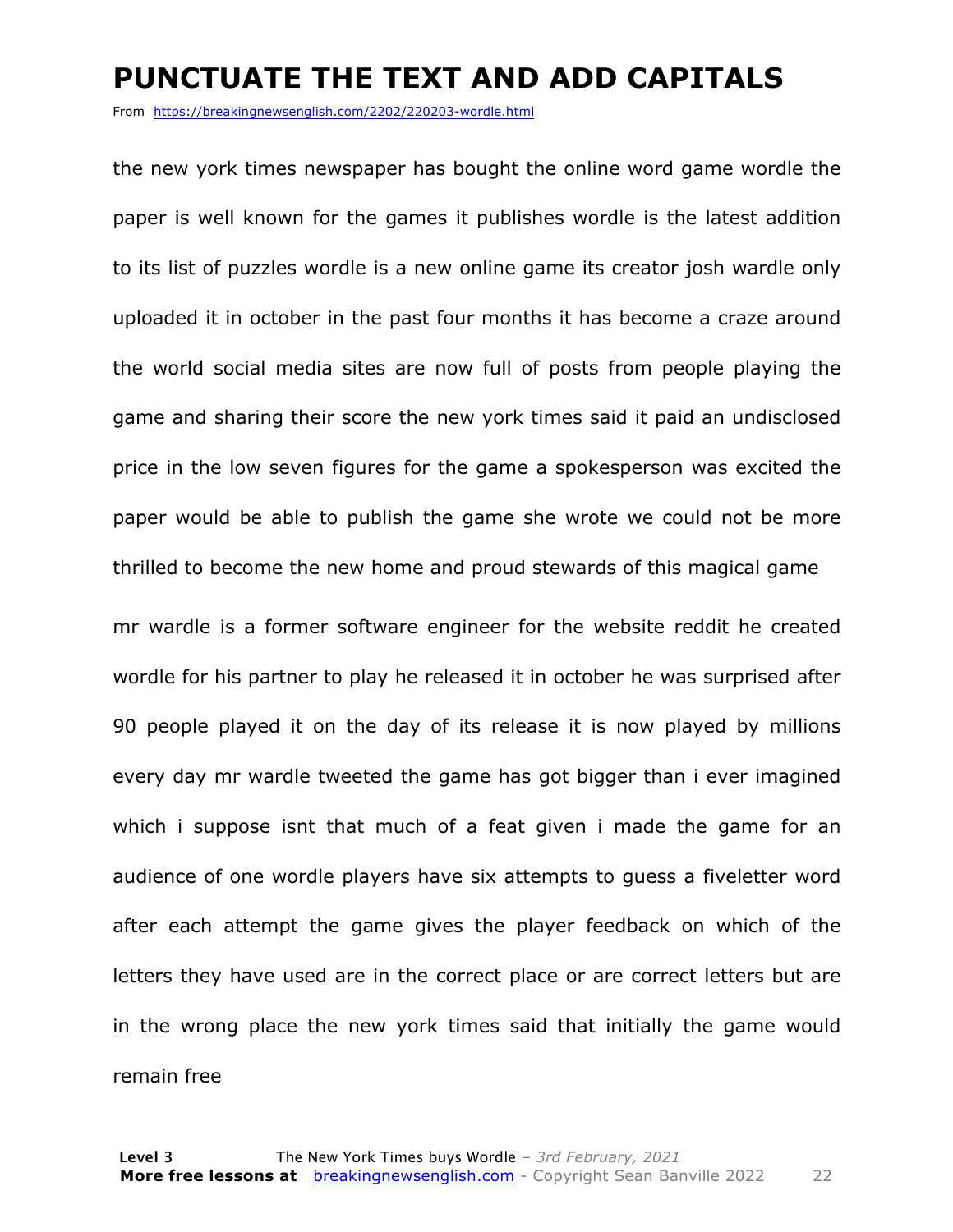# PUNCTUATE THE TEXT AND ADD CAPITALS

From https://breakingnewsenglish.com/2202/220203-wordle.html

the new york times newspaper has bought the online word game wordle the paper is well known for the games it publishes wordle is the latest addition to its list of puzzles wordle is a new online game its creator josh wardle only uploaded it in october in the past four months it has become a craze around the world social media sites are now full of posts from people playing the game and sharing their score the new york times said it paid an undisclosed price in the low seven figures for the game a spokesperson was excited the paper would be able to publish the game she wrote we could not be more thrilled to become the new home and proud stewards of this magical game

mr wardle is a former software engineer for the website reddit he created wordle for his partner to play he released it in october he was surprised after 90 people played it on the day of its release it is now played by millions every day mr wardle tweeted the game has got bigger than i ever imagined which i suppose isnt that much of a feat given i made the game for an audience of one wordle players have six attempts to guess a fiveletter word after each attempt the game gives the player feedback on which of the letters they have used are in the correct place or are correct letters but are in the wrong place the new york times said that initially the game would remain free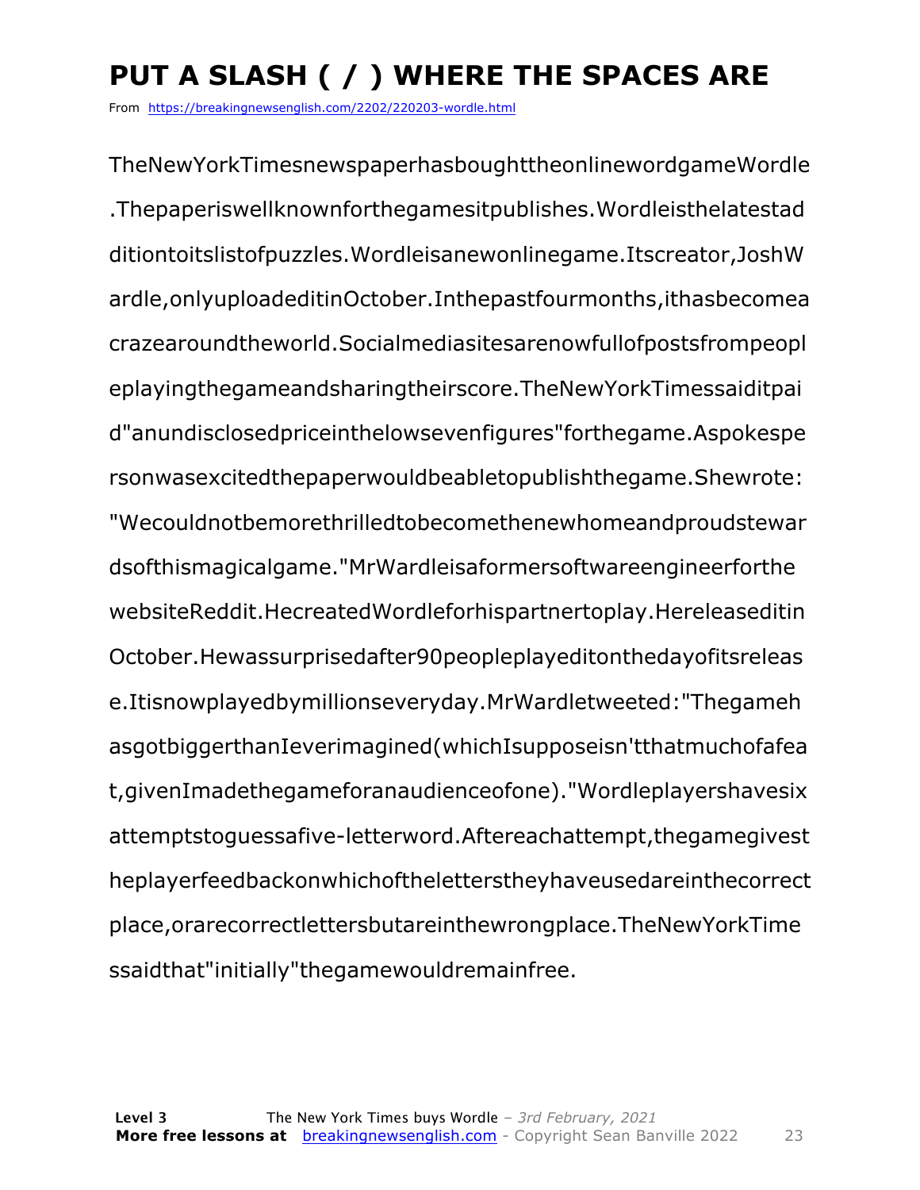# PUT A SLASH ( / ) WHERE THE SPACES ARE

From https://breakingnewsenglish.com/2202/220203-wordle.html

TheNewYorkTimesnewspaperhasboughttheonlinewordgameWordle.Thepaperiswellknownforthegamesitpublishes.Wordleisthelatestadditiontoitslistofpuzzles.Wordleisanewonlinegame.Itscreator,JoshWardle,onlyuploadeditinOctober.Inthepastfourmonths,ithasbecomeacrazearoundtheworld.Socialmediasitesarenowfullofpostsfrompeopleplayingthegameandsharingtheirscore.TheNewYorkTimessaiditpaid"anundisclosedpriceinthelowsevenfigures"forthegame.Aspokespersonwasexcitedthepaperwouldbeabletopublishthegame.Shewrote: "Wecouldnotbemorethrilledtobecomethenewhomeandproudstewardsofthismagicalgame."MrWardleisaformersoftwareengineerforthewebsiteReddit.HecreatedWordleforhispartnertoplay.HereleaseditinOctober.Hewassurprisedafter90peopleplayeditonthedayofitsrelease.Itisnowplayedbymillionseveryday.MrWardletweeted:"ThegamehasgotbiggerthanIeverimagined(whichIsupposeisn'tthatmuchofafeat,givenImadethegameforanaudienceofone)."Wordleplayershavesixattemptstoguessafive-letterword.Aftereachattempt,thegamegivestheplayerfeedbackonwhichofthelettersttheyhaveusedareinthecorrectplace,orarecorrectlettersbutareinthewrongplace.TheNewYorkTimessaidthat"initially"thegamewouldremainfree.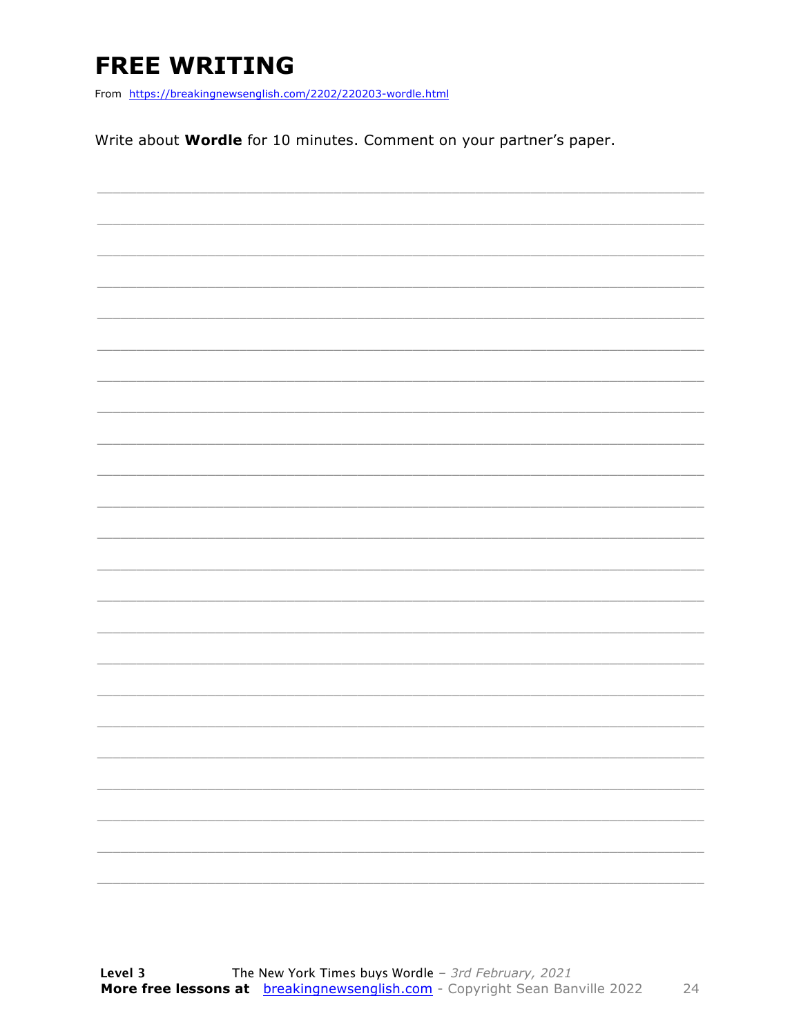# FREE WRITING

From https://breakingnewsenglish.com/2202/220203-wordle.html

Write about **Wordle** for 10 minutes. Comment on your partner's paper.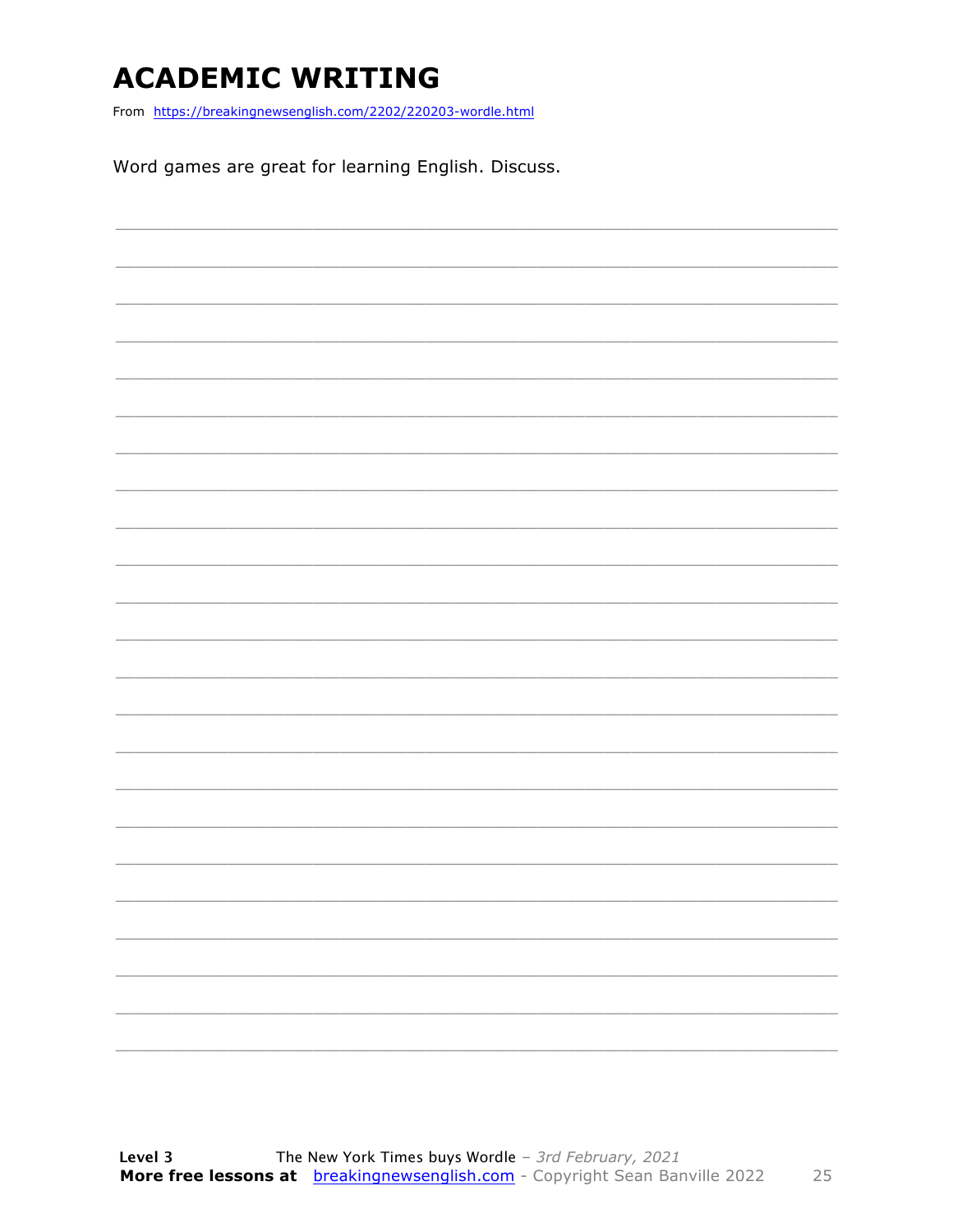# ACADEMIC WRITING

From https://breakingnewsenglish.com/2202/220203-wordle.html

Word games are great for learning English. Discuss.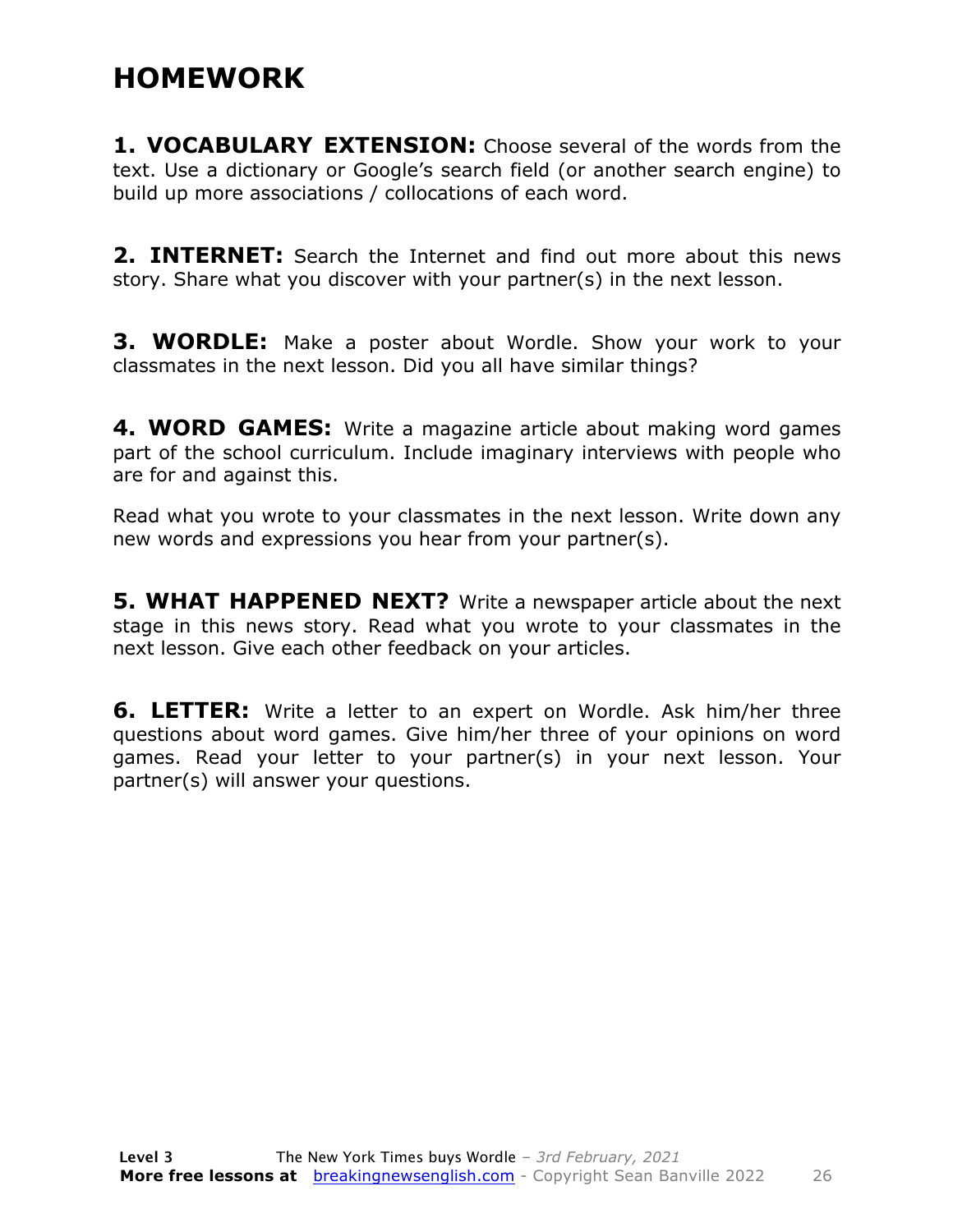# HOMEWORK

**1. VOCABULARY EXTENSION:** Choose several of the words from the text. Use a dictionary or Google's search field (or another search engine) to build up more associations / collocations of each word.

**2. INTERNET:** Search the Internet and find out more about this news story. Share what you discover with your partner(s) in the next lesson.

**3. WORDLE:** Make a poster about Wordle. Show your work to your classmates in the next lesson. Did you all have similar things?

**4. WORD GAMES:** Write a magazine article about making word games part of the school curriculum. Include imaginary interviews with people who are for and against this.

Read what you wrote to your classmates in the next lesson. Write down any new words and expressions you hear from your partner(s).

**5. WHAT HAPPENED NEXT?** Write a newspaper article about the next stage in this news story. Read what you wrote to your classmates in the next lesson. Give each other feedback on your articles.

**6. LETTER:** Write a letter to an expert on Wordle. Ask him/her three questions about word games. Give him/her three of your opinions on word games. Read your letter to your partner(s) in your next lesson. Your partner(s) will answer your questions.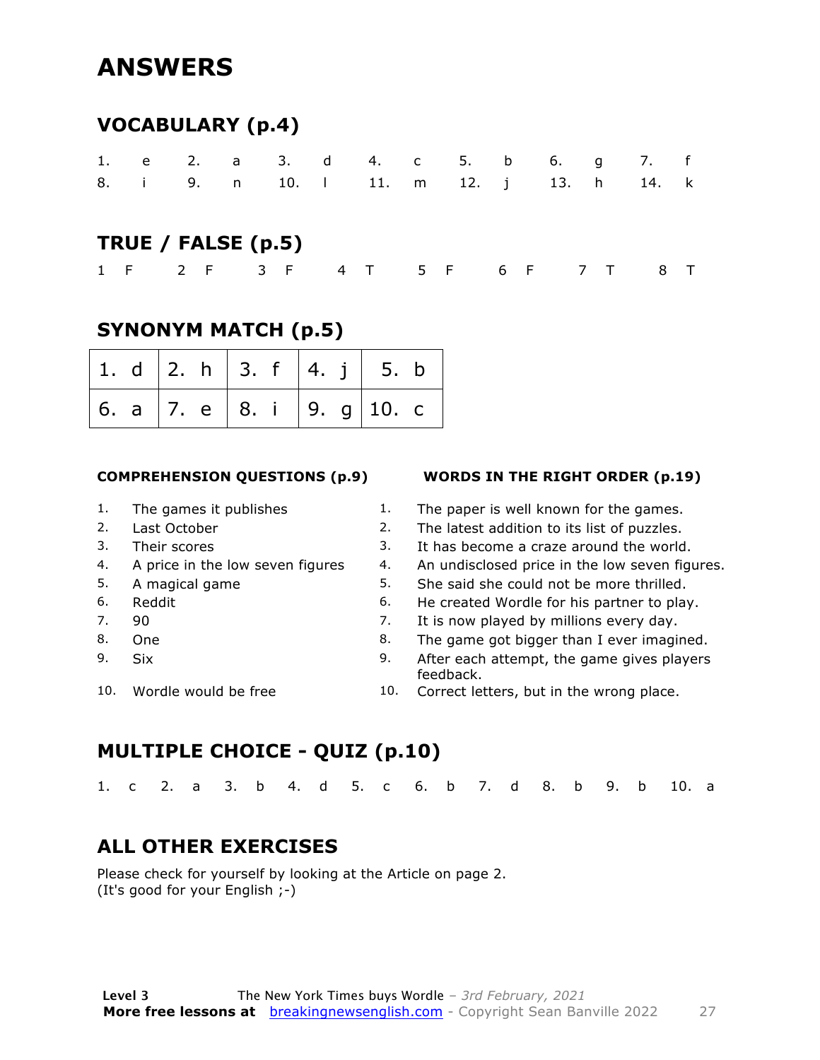# ANSWERS

## VOCABULARY (p.4)

| | | | | | | | | | | | | | |
|---|---|---|---|---|---|---|---|---|---|---|---|---|---|
| 1. | e | 2. | a | 3. | d | 4. | c | 5. | b | 6. | g | 7. | f |
| 8. | i | 9. | n | 10. | l | 11. | m | 12. | j | 13. | h | 14. | k |

## TRUE / FALSE (p.5)

1 F 2 F 3 F 4 T 5 F 6 F 7 T 8 T

## SYNONYM MATCH (p.5)

| | | | | |
|---|---|---|---|---|
| 1. d | 2. h | 3. f | 4. j | 5. b |
| 6. a | 7. e | 8. i | 9. g | 10. c |

**COMPREHENSION QUESTIONS (p.9)**

1. The games it publishes
2. Last October
3. Their scores
4. A price in the low seven figures
5. A magical game
6. Reddit
7. 90
8. One
9. Six
10. Wordle would be free

**WORDS IN THE RIGHT ORDER (p.19)**

1. The paper is well known for the games.
2. The latest addition to its list of puzzles.
3. It has become a craze around the world.
4. An undisclosed price in the low seven figures.
5. She said she could not be more thrilled.
6. He created Wordle for his partner to play.
7. It is now played by millions every day.
8. The game got bigger than I ever imagined.
9. After each attempt, the game gives players feedback.
10. Correct letters, but in the wrong place.

## MULTIPLE CHOICE - QUIZ (p.10)

1. c 2. a 3. b 4. d 5. c 6. b 7. d 8. b 9. b 10. a

## ALL OTHER EXERCISES

Please check for yourself by looking at the Article on page 2.
(It's good for your English ;-)